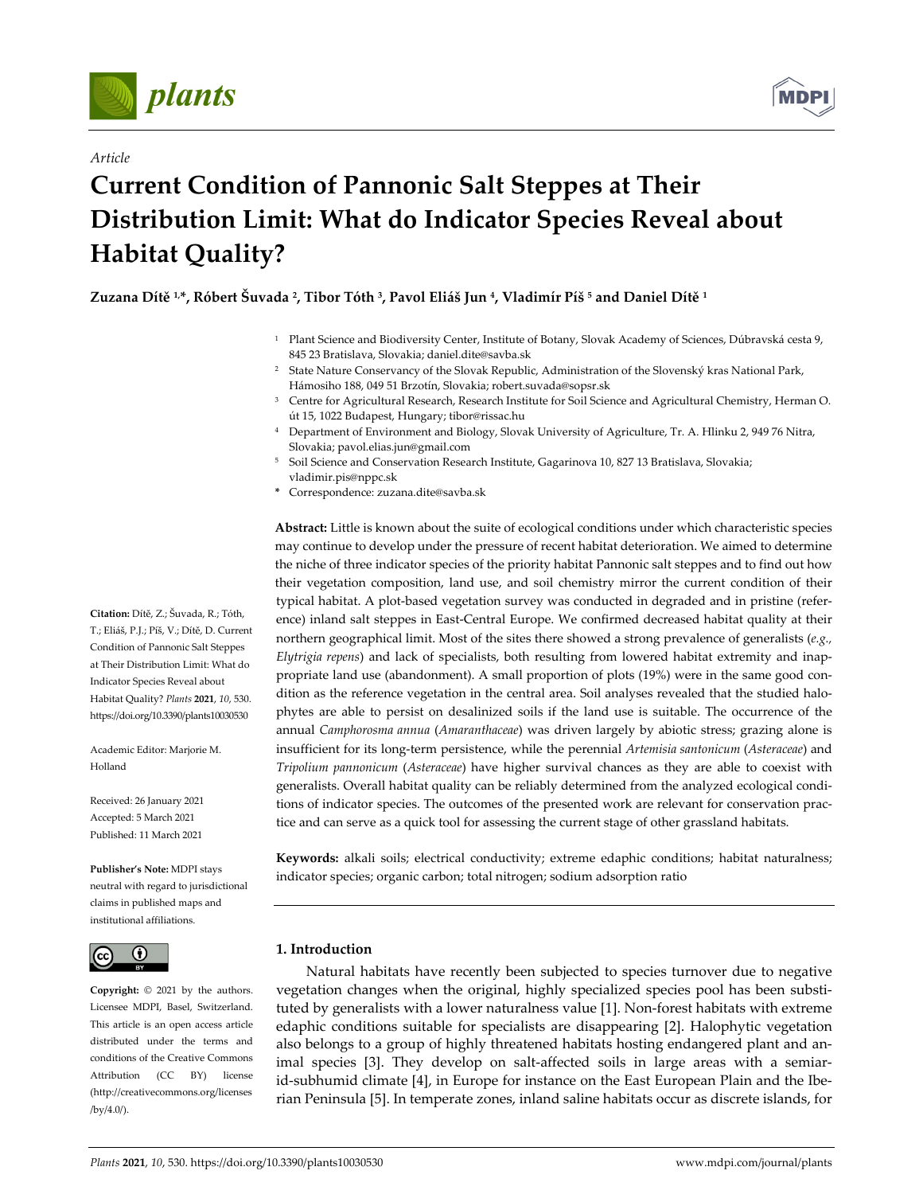Article

# Current Condition of Pannonic Salt Steppes at Their Distribution Limit: What do Indicator Species Reveal about Habitat Quality?

**Zuzana Dítě [1,*], Róbert Šuvada [2], Tibor Tóth [3], Pavol Eliáš Jun [4], Vladimír Píš [5] and Daniel Dítě [1]**

[1] Plant Science and Biodiversity Center, Institute of Botany, Slovak Academy of Sciences, Dúbravská cesta 9, 845 23 Bratislava, Slovakia; daniel.dite@savba.sk

[2] State Nature Conservancy of the Slovak Republic, Administration of the Slovenský kras National Park, Hámosiho 188, 049 51 Brzotín, Slovakia; robert.suvada@sopsr.sk

[3] Centre for Agricultural Research, Research Institute for Soil Science and Agricultural Chemistry, Herman O. út 15, 1022 Budapest, Hungary; tibor@rissac.hu

[4] Department of Environment and Biology, Slovak University of Agriculture, Tr. A. Hlinku 2, 949 76 Nitra, Slovakia; pavol.elias.jun@gmail.com

[5] Soil Science and Conservation Research Institute, Gagarinova 10, 827 13 Bratislava, Slovakia; vladimir.pis@nppc.sk

\* Correspondence: zuzana.dite@savba.sk

**Abstract:** Little is known about the suite of ecological conditions under which characteristic species may continue to develop under the pressure of recent habitat deterioration. We aimed to determine the niche of three indicator species of the priority habitat Pannonic salt steppes and to find out how their vegetation composition, land use, and soil chemistry mirror the current condition of their typical habitat. A plot-based vegetation survey was conducted in degraded and in pristine (reference) inland salt steppes in East-Central Europe. We confirmed decreased habitat quality at their northern geographical limit. Most of the sites there showed a strong prevalence of generalists (*e.g., Elytrigia repens*) and lack of specialists, both resulting from lowered habitat extremity and inappropriate land use (abandonment). A small proportion of plots (19%) were in the same good condition as the reference vegetation in the central area. Soil analyses revealed that the studied halophytes are able to persist on desalinized soils if the land use is suitable. The occurrence of the annual *Camphorosma annua* (*Amaranthaceae*) was driven largely by abiotic stress; grazing alone is insufficient for its long-term persistence, while the perennial *Artemisia santonicum* (*Asteraceae*) and *Tripolium pannonicum* (*Asteraceae*) have higher survival chances as they are able to coexist with generalists. Overall habitat quality can be reliably determined from the analyzed ecological conditions of indicator species. The outcomes of the presented work are relevant for conservation practice and can serve as a quick tool for assessing the current stage of other grassland habitats.

**Keywords:** alkali soils; electrical conductivity; extreme edaphic conditions; habitat naturalness; indicator species; organic carbon; total nitrogen; sodium adsorption ratio

**Citation:** Dítě, Z.; Šuvada, R.; Tóth, T.; Eliáš, P.J.; Píš, V.; Dítě, D. Current Condition of Pannonic Salt Steppes at Their Distribution Limit: What do Indicator Species Reveal about Habitat Quality? *Plants* **2021**, *10*, 530. https://doi.org/10.3390/plants10030530

Academic Editor: Marjorie M. Holland

Received: 26 January 2021
Accepted: 5 March 2021
Published: 11 March 2021

**Publisher's Note:** MDPI stays neutral with regard to jurisdictional claims in published maps and institutional affiliations.

**Copyright:** © 2021 by the authors. Licensee MDPI, Basel, Switzerland. This article is an open access article distributed under the terms and conditions of the Creative Commons Attribution (CC BY) license (http://creativecommons.org/licenses/by/4.0/).

## 1. Introduction

Natural habitats have recently been subjected to species turnover due to negative vegetation changes when the original, highly specialized species pool has been substituted by generalists with a lower naturalness value [1]. Non-forest habitats with extreme edaphic conditions suitable for specialists are disappearing [2]. Halophytic vegetation also belongs to a group of highly threatened habitats hosting endangered plant and animal species [3]. They develop on salt-affected soils in large areas with a semiarid-subhumid climate [4], in Europe for instance on the East European Plain and the Iberian Peninsula [5]. In temperate zones, inland saline habitats occur as discrete islands, for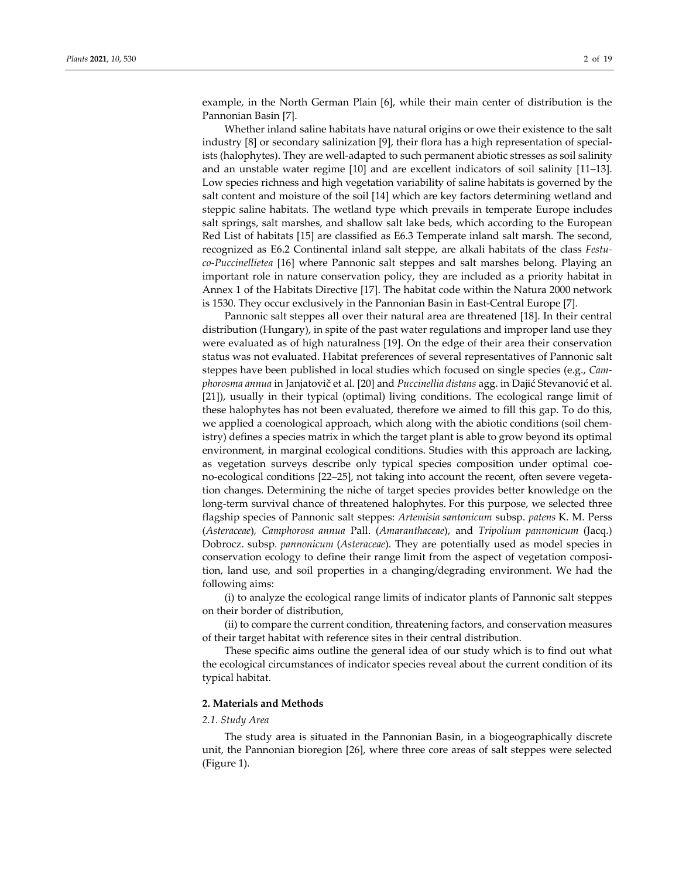example, in the North German Plain [6], while their main center of distribution is the Pannonian Basin [7].

Whether inland saline habitats have natural origins or owe their existence to the salt industry [8] or secondary salinization [9], their flora has a high representation of specialists (halophytes). They are well-adapted to such permanent abiotic stresses as soil salinity and an unstable water regime [10] and are excellent indicators of soil salinity [11–13]. Low species richness and high vegetation variability of saline habitats is governed by the salt content and moisture of the soil [14] which are key factors determining wetland and steppic saline habitats. The wetland type which prevails in temperate Europe includes salt springs, salt marshes, and shallow salt lake beds, which according to the European Red List of habitats [15] are classified as E6.3 Temperate inland salt marsh. The second, recognized as E6.2 Continental inland salt steppe, are alkali habitats of the class *Festuco-Puccinellietea* [16] where Pannonic salt steppes and salt marshes belong. Playing an important role in nature conservation policy, they are included as a priority habitat in Annex 1 of the Habitats Directive [17]. The habitat code within the Natura 2000 network is 1530. They occur exclusively in the Pannonian Basin in East-Central Europe [7].

Pannonic salt steppes all over their natural area are threatened [18]. In their central distribution (Hungary), in spite of the past water regulations and improper land use they were evaluated as of high naturalness [19]. On the edge of their area their conservation status was not evaluated. Habitat preferences of several representatives of Pannonic salt steppes have been published in local studies which focused on single species (e.g., *Camphorosma annua* in Janjatovič et al. [20] and *Puccinellia distans* agg. in Dajić Stevanović et al. [21]), usually in their typical (optimal) living conditions. The ecological range limit of these halophytes has not been evaluated, therefore we aimed to fill this gap. To do this, we applied a coenological approach, which along with the abiotic conditions (soil chemistry) defines a species matrix in which the target plant is able to grow beyond its optimal environment, in marginal ecological conditions. Studies with this approach are lacking, as vegetation surveys describe only typical species composition under optimal coeno-ecological conditions [22–25], not taking into account the recent, often severe vegetation changes. Determining the niche of target species provides better knowledge on the long-term survival chance of threatened halophytes. For this purpose, we selected three flagship species of Pannonic salt steppes: *Artemisia santonicum* subsp. *patens* K. M. Perss (*Asteraceae*), *Camphorosa annua* Pall. (*Amaranthaceae*), and *Tripolium pannonicum* (Jacq.) Dobrocz. subsp. *pannonicum* (*Asteraceae*). They are potentially used as model species in conservation ecology to define their range limit from the aspect of vegetation composition, land use, and soil properties in a changing/degrading environment. We had the following aims:

(i) to analyze the ecological range limits of indicator plants of Pannonic salt steppes on their border of distribution,

(ii) to compare the current condition, threatening factors, and conservation measures of their target habitat with reference sites in their central distribution.

These specific aims outline the general idea of our study which is to find out what the ecological circumstances of indicator species reveal about the current condition of its typical habitat.

## 2. Materials and Methods

### 2.1. Study Area

The study area is situated in the Pannonian Basin, in a biogeographically discrete unit, the Pannonian bioregion [26], where three core areas of salt steppes were selected (Figure 1).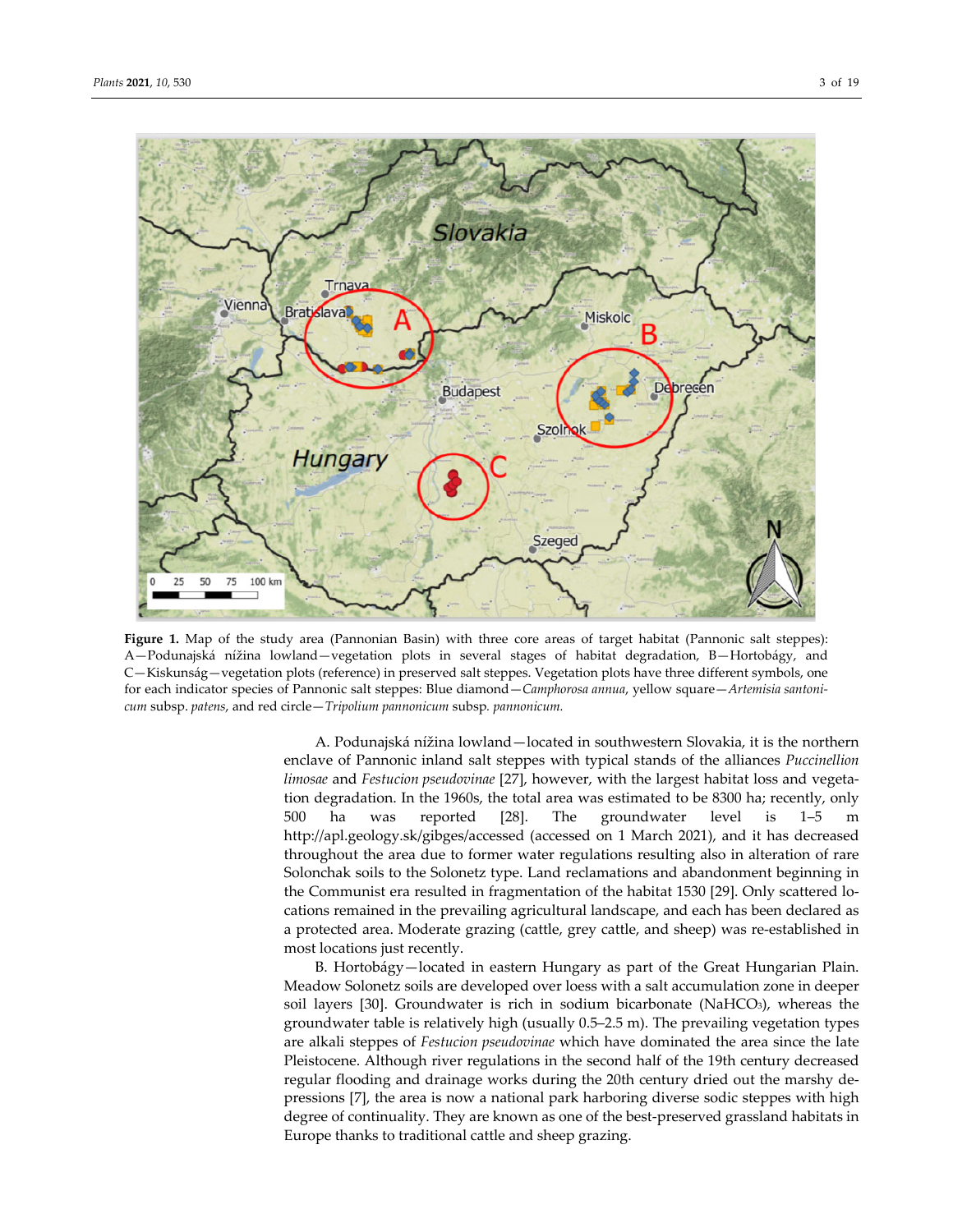**Figure 1.** Map of the study area (Pannonian Basin) with three core areas of target habitat (Pannonic salt steppes): A—Podunajská nížina lowland—vegetation plots in several stages of habitat degradation, B—Hortobágy, and C—Kiskunság—vegetation plots (reference) in preserved salt steppes. Vegetation plots have three different symbols, one for each indicator species of Pannonic salt steppes: Blue diamond—*Camphorosa annua*, yellow square—*Artemisia santonicum* subsp. *patens*, and red circle—*Tripolium pannonicum* subsp. *pannonicum*.

A. Podunajská nížina lowland—located in southwestern Slovakia, it is the northern enclave of Pannonic inland salt steppes with typical stands of the alliances *Puccinellion limosae* and *Festucion pseudovinae* [27], however, with the largest habitat loss and vegetation degradation. In the 1960s, the total area was estimated to be 8300 ha; recently, only 500 ha was reported [28]. The groundwater level is 1–5 m http://apl.geology.sk/gibges/accessed (accessed on 1 March 2021), and it has decreased throughout the area due to former water regulations resulting also in alteration of rare Solonchak soils to the Solonetz type. Land reclamations and abandonment beginning in the Communist era resulted in fragmentation of the habitat 1530 [29]. Only scattered locations remained in the prevailing agricultural landscape, and each has been declared as a protected area. Moderate grazing (cattle, grey cattle, and sheep) was re-established in most locations just recently.

B. Hortobágy—located in eastern Hungary as part of the Great Hungarian Plain. Meadow Solonetz soils are developed over loess with a salt accumulation zone in deeper soil layers [30]. Groundwater is rich in sodium bicarbonate ($NaHCO_3$), whereas the groundwater table is relatively high (usually 0.5–2.5 m). The prevailing vegetation types are alkali steppes of *Festucion pseudovinae* which have dominated the area since the late Pleistocene. Although river regulations in the second half of the 19th century decreased regular flooding and drainage works during the 20th century dried out the marshy depressions [7], the area is now a national park harboring diverse sodic steppes with high degree of continuality. They are known as one of the best-preserved grassland habitats in Europe thanks to traditional cattle and sheep grazing.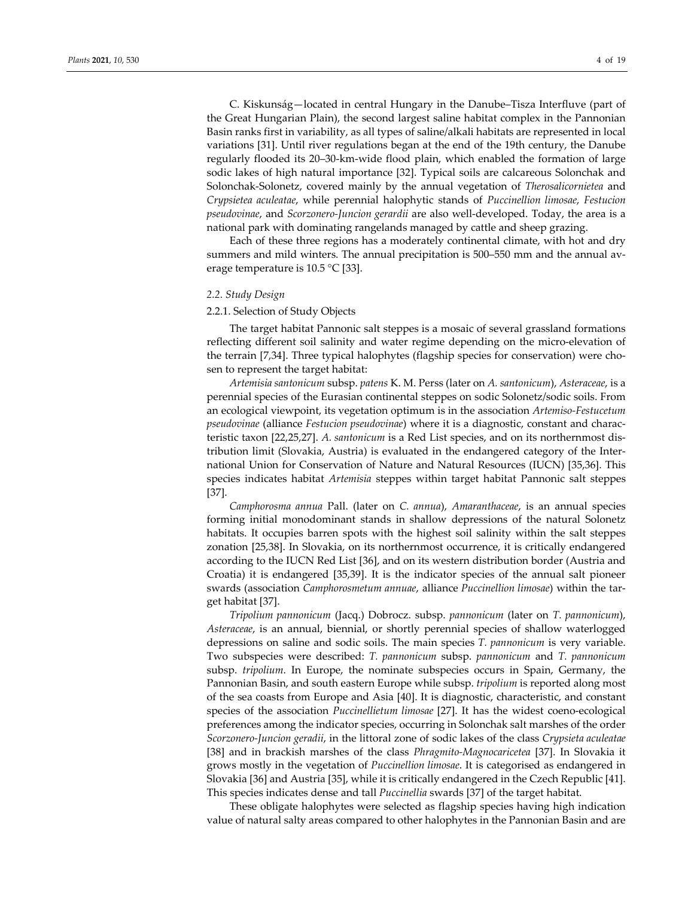C. Kiskunság—located in central Hungary in the Danube–Tisza Interfluve (part of the Great Hungarian Plain), the second largest saline habitat complex in the Pannonian Basin ranks first in variability, as all types of saline/alkali habitats are represented in local variations [31]. Until river regulations began at the end of the 19th century, the Danube regularly flooded its 20–30-km-wide flood plain, which enabled the formation of large sodic lakes of high natural importance [32]. Typical soils are calcareous Solonchak and Solonchak-Solonetz, covered mainly by the annual vegetation of *Therosalicornietea* and *Crypsietea aculeatae*, while perennial halophytic stands of *Puccinellion limosae*, *Festucion pseudovinae*, and *Scorzonero-Juncion gerardii* are also well-developed. Today, the area is a national park with dominating rangelands managed by cattle and sheep grazing.

Each of these three regions has a moderately continental climate, with hot and dry summers and mild winters. The annual precipitation is 500–550 mm and the annual average temperature is 10.5 °C [33].

### 2.2. Study Design

#### 2.2.1. Selection of Study Objects

The target habitat Pannonic salt steppes is a mosaic of several grassland formations reflecting different soil salinity and water regime depending on the micro-elevation of the terrain [7,34]. Three typical halophytes (flagship species for conservation) were chosen to represent the target habitat:

*Artemisia santonicum* subsp. *patens* K. M. Perss (later on *A. santonicum*), *Asteraceae*, is a perennial species of the Eurasian continental steppes on sodic Solonetz/sodic soils. From an ecological viewpoint, its vegetation optimum is in the association *Artemiso-Festucetum pseudovinae* (alliance *Festucion pseudovinae*) where it is a diagnostic, constant and characteristic taxon [22,25,27]. *A. santonicum* is a Red List species, and on its northernmost distribution limit (Slovakia, Austria) is evaluated in the endangered category of the International Union for Conservation of Nature and Natural Resources (IUCN) [35,36]. This species indicates habitat *Artemisia* steppes within target habitat Pannonic salt steppes [37].

*Camphorosma annua* Pall. (later on *C. annua*), *Amaranthaceae*, is an annual species forming initial monodominant stands in shallow depressions of the natural Solonetz habitats. It occupies barren spots with the highest soil salinity within the salt steppes zonation [25,38]. In Slovakia, on its northernmost occurrence, it is critically endangered according to the IUCN Red List [36], and on its western distribution border (Austria and Croatia) it is endangered [35,39]. It is the indicator species of the annual salt pioneer swards (association *Camphorosmetum annuae*, alliance *Puccinellion limosae*) within the target habitat [37].

*Tripolium pannonicum* (Jacq.) Dobrocz. subsp. *pannonicum* (later on *T. pannonicum*), *Asteraceae*, is an annual, biennial, or shortly perennial species of shallow waterlogged depressions on saline and sodic soils. The main species *T. pannonicum* is very variable. Two subspecies were described: *T. pannonicum* subsp. *pannonicum* and *T. pannonicum* subsp. *tripolium*. In Europe, the nominate subspecies occurs in Spain, Germany, the Pannonian Basin, and south eastern Europe while subsp. *tripolium* is reported along most of the sea coasts from Europe and Asia [40]. It is diagnostic, characteristic, and constant species of the association *Puccinellietum limosae* [27]. It has the widest coeno-ecological preferences among the indicator species, occurring in Solonchak salt marshes of the order *Scorzonero-Juncion geradii*, in the littoral zone of sodic lakes of the class *Crypsieta aculeatae* [38] and in brackish marshes of the class *Phragmito-Magnocaricetea* [37]. In Slovakia it grows mostly in the vegetation of *Puccinellion limosae*. It is categorised as endangered in Slovakia [36] and Austria [35], while it is critically endangered in the Czech Republic [41]. This species indicates dense and tall *Puccinellia* swards [37] of the target habitat.

These obligate halophytes were selected as flagship species having high indication value of natural salty areas compared to other halophytes in the Pannonian Basin and are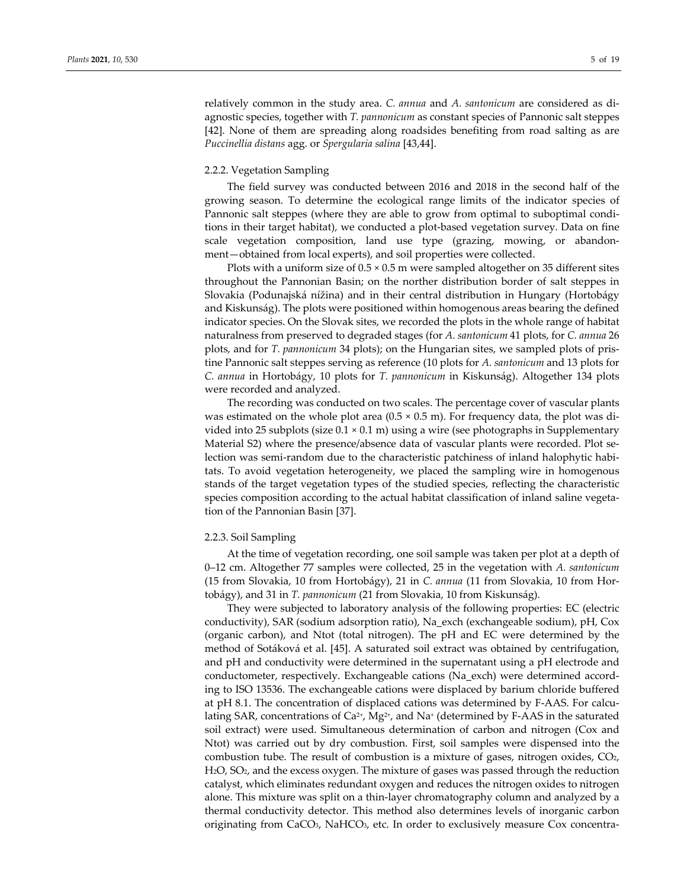relatively common in the study area. *C. annua* and *A. santonicum* are considered as diagnostic species, together with *T. pannonicum* as constant species of Pannonic salt steppes [42]. None of them are spreading along roadsides benefiting from road salting as are *Puccinellia distans* agg. or *Spergularia salina* [43,44].

### 2.2.2. Vegetation Sampling

The field survey was conducted between 2016 and 2018 in the second half of the growing season. To determine the ecological range limits of the indicator species of Pannonic salt steppes (where they are able to grow from optimal to suboptimal conditions in their target habitat), we conducted a plot-based vegetation survey. Data on fine scale vegetation composition, land use type (grazing, mowing, or abandonment—obtained from local experts), and soil properties were collected.

Plots with a uniform size of 0.5 × 0.5 m were sampled altogether on 35 different sites throughout the Pannonian Basin; on the norther distribution border of salt steppes in Slovakia (Podunajská nížina) and in their central distribution in Hungary (Hortobágy and Kiskunság). The plots were positioned within homogenous areas bearing the defined indicator species. On the Slovak sites, we recorded the plots in the whole range of habitat naturalness from preserved to degraded stages (for *A. santonicum* 41 plots, for *C. annua* 26 plots, and for *T. pannonicum* 34 plots); on the Hungarian sites, we sampled plots of pristine Pannonic salt steppes serving as reference (10 plots for *A. santonicum* and 13 plots for *C. annua* in Hortobágy, 10 plots for *T. pannonicum* in Kiskunság). Altogether 134 plots were recorded and analyzed.

The recording was conducted on two scales. The percentage cover of vascular plants was estimated on the whole plot area (0.5 × 0.5 m). For frequency data, the plot was divided into 25 subplots (size 0.1 × 0.1 m) using a wire (see photographs in Supplementary Material S2) where the presence/absence data of vascular plants were recorded. Plot selection was semi-random due to the characteristic patchiness of inland halophytic habitats. To avoid vegetation heterogeneity, we placed the sampling wire in homogenous stands of the target vegetation types of the studied species, reflecting the characteristic species composition according to the actual habitat classification of inland saline vegetation of the Pannonian Basin [37].

### 2.2.3. Soil Sampling

At the time of vegetation recording, one soil sample was taken per plot at a depth of 0–12 cm. Altogether 77 samples were collected, 25 in the vegetation with *A. santonicum* (15 from Slovakia, 10 from Hortobágy), 21 in *C. annua* (11 from Slovakia, 10 from Hortobágy), and 31 in *T. pannonicum* (21 from Slovakia, 10 from Kiskunság).

They were subjected to laboratory analysis of the following properties: EC (electric conductivity), SAR (sodium adsorption ratio), Na_exch (exchangeable sodium), pH, Cox (organic carbon), and Ntot (total nitrogen). The pH and EC were determined by the method of Sotáková et al. [45]. A saturated soil extract was obtained by centrifugation, and pH and conductivity were determined in the supernatant using a pH electrode and conductometer, respectively. Exchangeable cations (Na_exch) were determined according to ISO 13536. The exchangeable cations were displaced by barium chloride buffered at pH 8.1. The concentration of displaced cations was determined by F-AAS. For calculating SAR, concentrations of $Ca^{2+}$, $Mg^{2+}$, and $Na^{+}$ (determined by F-AAS in the saturated soil extract) were used. Simultaneous determination of carbon and nitrogen (Cox and Ntot) was carried out by dry combustion. First, soil samples were dispensed into the combustion tube. The result of combustion is a mixture of gases, nitrogen oxides, $CO_2$, $H_2O$, $SO_2$, and the excess oxygen. The mixture of gases was passed through the reduction catalyst, which eliminates redundant oxygen and reduces the nitrogen oxides to nitrogen alone. This mixture was split on a thin-layer chromatography column and analyzed by a thermal conductivity detector. This method also determines levels of inorganic carbon originating from $CaCO_3$, $NaHCO_3$, etc. In order to exclusively measure Cox concentra-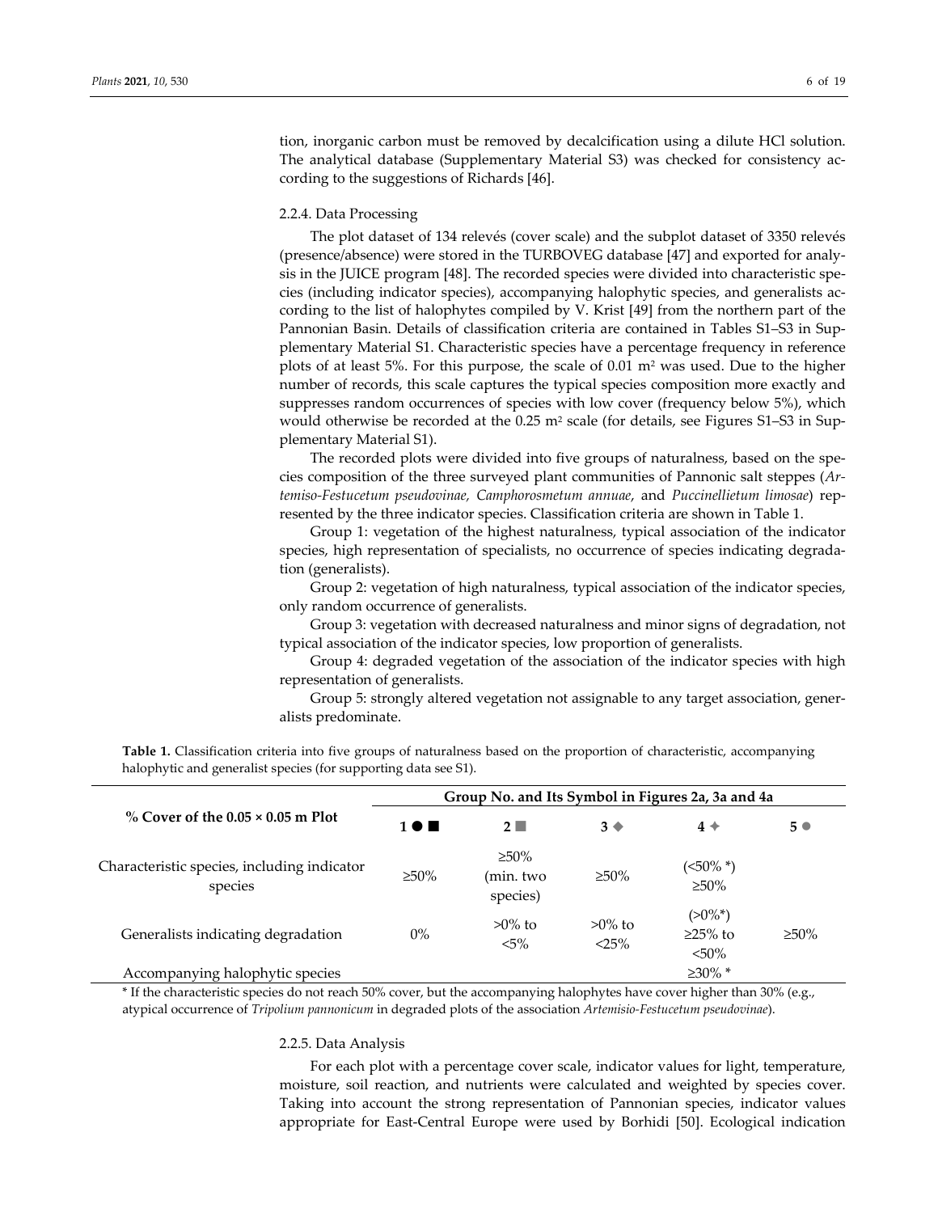tion, inorganic carbon must be removed by decalcification using a dilute HCl solution. The analytical database (Supplementary Material S3) was checked for consistency according to the suggestions of Richards [46].

#### 2.2.4. Data Processing

The plot dataset of 134 relevés (cover scale) and the subplot dataset of 3350 relevés (presence/absence) were stored in the TURBOVEG database [47] and exported for analysis in the JUICE program [48]. The recorded species were divided into characteristic species (including indicator species), accompanying halophytic species, and generalists according to the list of halophytes compiled by V. Krist [49] from the northern part of the Pannonian Basin. Details of classification criteria are contained in Tables S1–S3 in Supplementary Material S1. Characteristic species have a percentage frequency in reference plots of at least 5%. For this purpose, the scale of 0.01 m$^2$ was used. Due to the higher number of records, this scale captures the typical species composition more exactly and suppresses random occurrences of species with low cover (frequency below 5%), which would otherwise be recorded at the 0.25 m$^2$ scale (for details, see Figures S1–S3 in Supplementary Material S1).

The recorded plots were divided into five groups of naturalness, based on the species composition of the three surveyed plant communities of Pannonic salt steppes (*Artemiso-Festucetum pseudovinae, Camphorosmetum annuae*, and *Puccinellietum limosae*) represented by the three indicator species. Classification criteria are shown in Table 1.

Group 1: vegetation of the highest naturalness, typical association of the indicator species, high representation of specialists, no occurrence of species indicating degradation (generalists).

Group 2: vegetation of high naturalness, typical association of the indicator species, only random occurrence of generalists.

Group 3: vegetation with decreased naturalness and minor signs of degradation, not typical association of the indicator species, low proportion of generalists.

Group 4: degraded vegetation of the association of the indicator species with high representation of generalists.

Group 5: strongly altered vegetation not assignable to any target association, generalists predominate.

**Table 1.** Classification criteria into five groups of naturalness based on the proportion of characteristic, accompanying halophytic and generalist species (for supporting data see S1).

| % Cover of the 0.05 × 0.05 m Plot | Group No. and Its Symbol in Figures 2a, 3a and 4a | | | | |
|---|---|---|---|---|---|
| | 1 ● ■ | 2 ■ | 3 ◆ | 4 ✦ | 5 ● |
| Characteristic species, including indicator species | ≥50% | ≥50% (min. two species) | ≥50% | (<50% *) ≥50% | |
| Generalists indicating degradation | 0% | >0% to <5% | >0% to <25% | (>0%*) ≥25% to <50% | ≥50% |
| Accompanying halophytic species | | | | ≥30% * | |

\* If the characteristic species do not reach 50% cover, but the accompanying halophytes have cover higher than 30% (e.g., atypical occurrence of *Tripolium pannonicum* in degraded plots of the association *Artemisio-Festucetum pseudovinae*).

#### 2.2.5. Data Analysis

For each plot with a percentage cover scale, indicator values for light, temperature, moisture, soil reaction, and nutrients were calculated and weighted by species cover. Taking into account the strong representation of Pannonian species, indicator values appropriate for East-Central Europe were used by Borhidi [50]. Ecological indication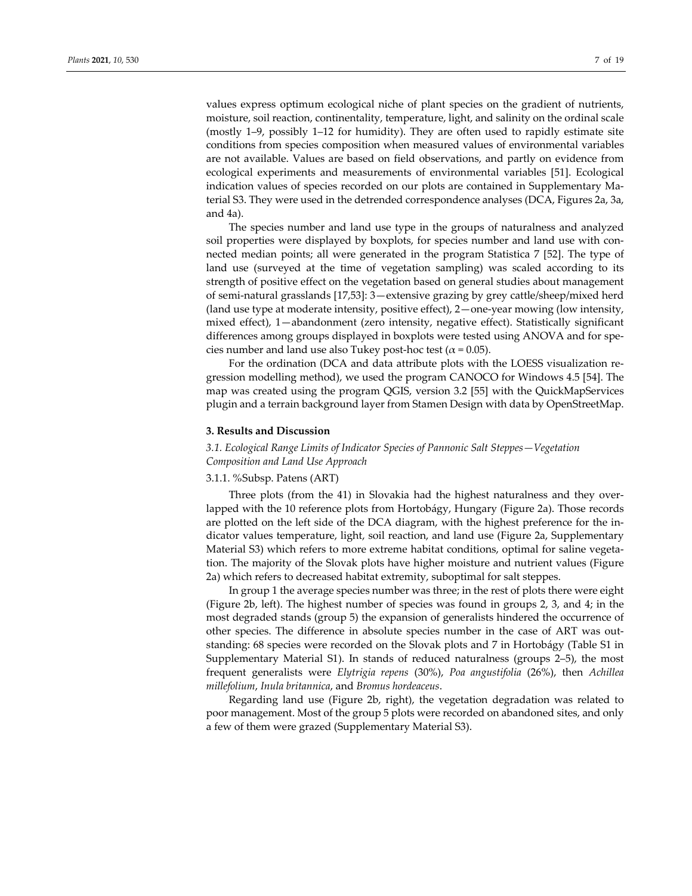values express optimum ecological niche of plant species on the gradient of nutrients, moisture, soil reaction, continentality, temperature, light, and salinity on the ordinal scale (mostly 1–9, possibly 1–12 for humidity). They are often used to rapidly estimate site conditions from species composition when measured values of environmental variables are not available. Values are based on field observations, and partly on evidence from ecological experiments and measurements of environmental variables [51]. Ecological indication values of species recorded on our plots are contained in Supplementary Material S3. They were used in the detrended correspondence analyses (DCA, Figures 2a, 3a, and 4a).

The species number and land use type in the groups of naturalness and analyzed soil properties were displayed by boxplots, for species number and land use with connected median points; all were generated in the program Statistica 7 [52]. The type of land use (surveyed at the time of vegetation sampling) was scaled according to its strength of positive effect on the vegetation based on general studies about management of semi-natural grasslands [17,53]: 3—extensive grazing by grey cattle/sheep/mixed herd (land use type at moderate intensity, positive effect), 2—one-year mowing (low intensity, mixed effect), 1—abandonment (zero intensity, negative effect). Statistically significant differences among groups displayed in boxplots were tested using ANOVA and for species number and land use also Tukey post-hoc test ($\alpha = 0.05$).

For the ordination (DCA and data attribute plots with the LOESS visualization regression modelling method), we used the program CANOCO for Windows 4.5 [54]. The map was created using the program QGIS, version 3.2 [55] with the QuickMapServices plugin and a terrain background layer from Stamen Design with data by OpenStreetMap.

## 3. Results and Discussion

### *3.1. Ecological Range Limits of Indicator Species of Pannonic Salt Steppes—Vegetation Composition and Land Use Approach*

#### 3.1.1. %Subsp. Patens (ART)

Three plots (from the 41) in Slovakia had the highest naturalness and they overlapped with the 10 reference plots from Hortobágy, Hungary (Figure 2a). Those records are plotted on the left side of the DCA diagram, with the highest preference for the indicator values temperature, light, soil reaction, and land use (Figure 2a, Supplementary Material S3) which refers to more extreme habitat conditions, optimal for saline vegetation. The majority of the Slovak plots have higher moisture and nutrient values (Figure 2a) which refers to decreased habitat extremity, suboptimal for salt steppes.

In group 1 the average species number was three; in the rest of plots there were eight (Figure 2b, left). The highest number of species was found in groups 2, 3, and 4; in the most degraded stands (group 5) the expansion of generalists hindered the occurrence of other species. The difference in absolute species number in the case of ART was outstanding: 68 species were recorded on the Slovak plots and 7 in Hortobágy (Table S1 in Supplementary Material S1). In stands of reduced naturalness (groups 2–5), the most frequent generalists were *Elytrigia repens* (30%), *Poa angustifolia* (26%), then *Achillea millefolium*, *Inula britannica*, and *Bromus hordeaceus*.

Regarding land use (Figure 2b, right), the vegetation degradation was related to poor management. Most of the group 5 plots were recorded on abandoned sites, and only a few of them were grazed (Supplementary Material S3).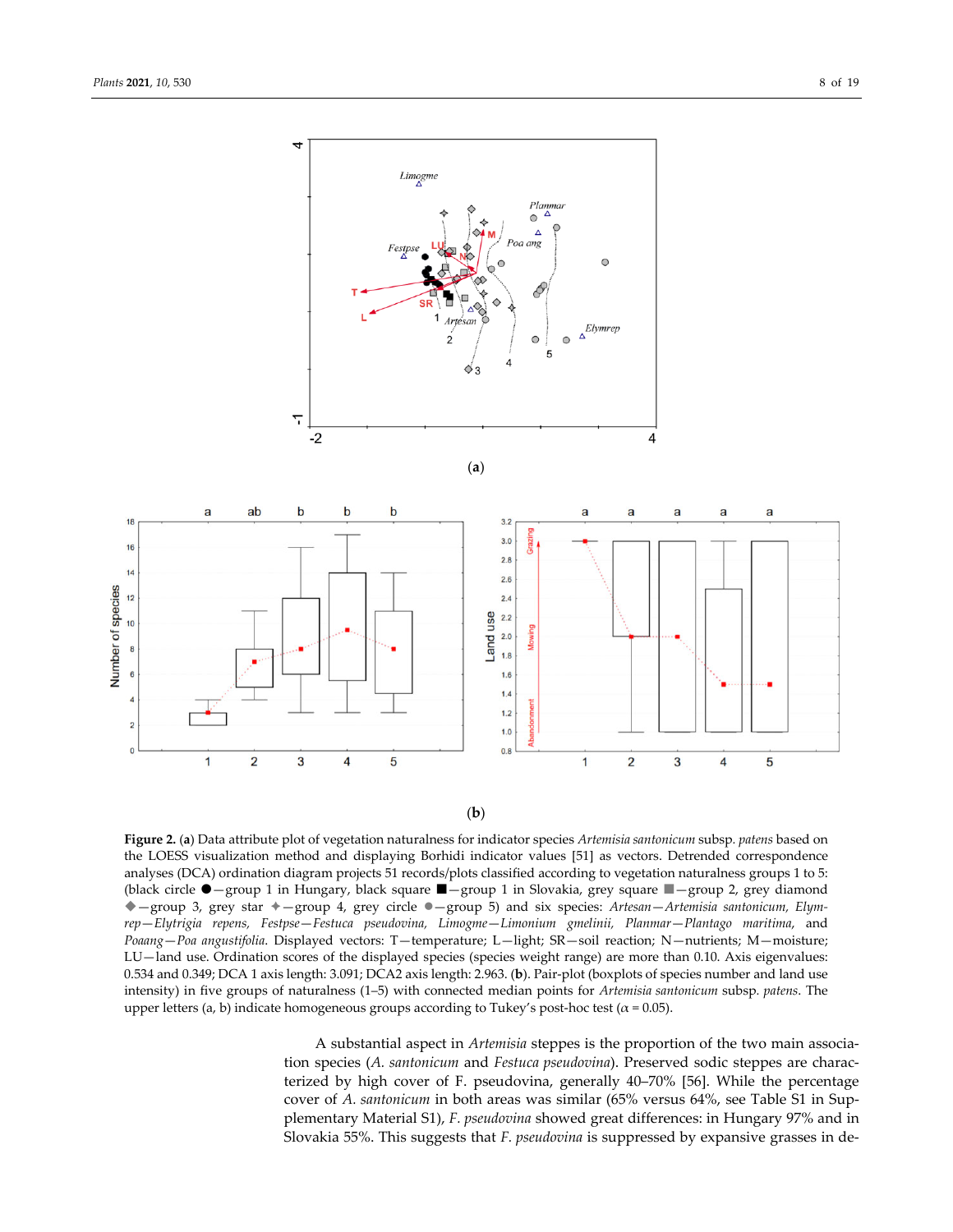**Figure 2.** (**a**) Data attribute plot of vegetation naturalness for indicator species *Artemisia santonicum* subsp. *patens* based on the LOESS visualization method and displaying Borhidi indicator values [51] as vectors. Detrended correspondence analyses (DCA) ordination diagram projects 51 records/plots classified according to vegetation naturalness groups 1 to 5: (black circle ●—group 1 in Hungary, black square ■—group 1 in Slovakia, grey square ■—group 2, grey diamond ◆—group 3, grey star ✦—group 4, grey circle ●—group 5) and six species: *Artesan*—*Artemisia santonicum, Elymrep*—*Elytrigia repens, Festpse*—*Festuca pseudovina, Limogme*—*Limonium gmelinii, Planmar*—*Plantago maritima,* and *Poaang*—*Poa angustifolia*. Displayed vectors: T—temperature; L—light; SR—soil reaction; N—nutrients; M—moisture; LU—land use. Ordination scores of the displayed species (species weight range) are more than 0.10. Axis eigenvalues: 0.534 and 0.349; DCA 1 axis length: 3.091; DCA2 axis length: 2.963. (**b**). Pair-plot (boxplots of species number and land use intensity) in five groups of naturalness (1–5) with connected median points for *Artemisia santonicum* subsp. *patens*. The upper letters (a, b) indicate homogeneous groups according to Tukey's post-hoc test (α = 0.05).

A substantial aspect in *Artemisia* steppes is the proportion of the two main association species (*A. santonicum* and *Festuca pseudovina*). Preserved sodic steppes are characterized by high cover of F. pseudovina, generally 40–70% [56]. While the percentage cover of *A. santonicum* in both areas was similar (65% versus 64%, see Table S1 in Supplementary Material S1), *F. pseudovina* showed great differences: in Hungary 97% and in Slovakia 55%. This suggests that *F. pseudovina* is suppressed by expansive grasses in de-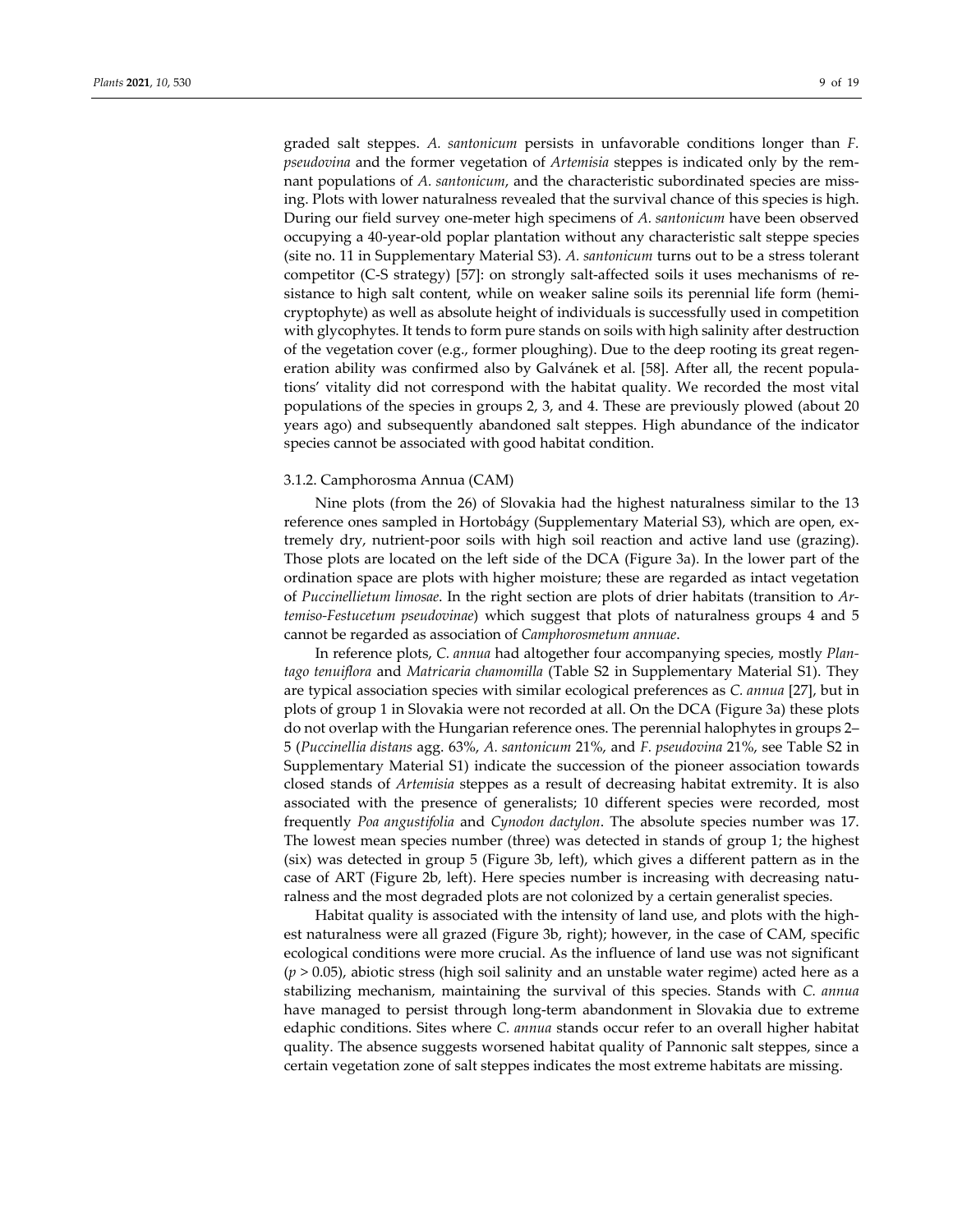graded salt steppes. *A. santonicum* persists in unfavorable conditions longer than *F. pseudovina* and the former vegetation of *Artemisia* steppes is indicated only by the remnant populations of *A. santonicum*, and the characteristic subordinated species are missing. Plots with lower naturalness revealed that the survival chance of this species is high. During our field survey one-meter high specimens of *A. santonicum* have been observed occupying a 40-year-old poplar plantation without any characteristic salt steppe species (site no. 11 in Supplementary Material S3). *A. santonicum* turns out to be a stress tolerant competitor (C-S strategy) [57]: on strongly salt-affected soils it uses mechanisms of resistance to high salt content, while on weaker saline soils its perennial life form (hemicryptophyte) as well as absolute height of individuals is successfully used in competition with glycophytes. It tends to form pure stands on soils with high salinity after destruction of the vegetation cover (e.g., former ploughing). Due to the deep rooting its great regeneration ability was confirmed also by Galvánek et al. [58]. After all, the recent populations' vitality did not correspond with the habitat quality. We recorded the most vital populations of the species in groups 2, 3, and 4. These are previously plowed (about 20 years ago) and subsequently abandoned salt steppes. High abundance of the indicator species cannot be associated with good habitat condition.

### 3.1.2. Camphorosma Annua (CAM)

Nine plots (from the 26) of Slovakia had the highest naturalness similar to the 13 reference ones sampled in Hortobágy (Supplementary Material S3), which are open, extremely dry, nutrient-poor soils with high soil reaction and active land use (grazing). Those plots are located on the left side of the DCA (Figure 3a). In the lower part of the ordination space are plots with higher moisture; these are regarded as intact vegetation of *Puccinellietum limosae*. In the right section are plots of drier habitats (transition to *Artemiso-Festucetum pseudovinae*) which suggest that plots of naturalness groups 4 and 5 cannot be regarded as association of *Camphorosmetum annuae*.

In reference plots, *C. annua* had altogether four accompanying species, mostly *Plantago tenuiflora* and *Matricaria chamomilla* (Table S2 in Supplementary Material S1). They are typical association species with similar ecological preferences as *C. annua* [27], but in plots of group 1 in Slovakia were not recorded at all. On the DCA (Figure 3a) these plots do not overlap with the Hungarian reference ones. The perennial halophytes in groups 2–5 (*Puccinellia distans* agg. 63%, *A. santonicum* 21%, and *F. pseudovina* 21%, see Table S2 in Supplementary Material S1) indicate the succession of the pioneer association towards closed stands of *Artemisia* steppes as a result of decreasing habitat extremity. It is also associated with the presence of generalists; 10 different species were recorded, most frequently *Poa angustifolia* and *Cynodon dactylon*. The absolute species number was 17. The lowest mean species number (three) was detected in stands of group 1; the highest (six) was detected in group 5 (Figure 3b, left), which gives a different pattern as in the case of ART (Figure 2b, left). Here species number is increasing with decreasing naturalness and the most degraded plots are not colonized by a certain generalist species.

Habitat quality is associated with the intensity of land use, and plots with the highest naturalness were all grazed (Figure 3b, right); however, in the case of CAM, specific ecological conditions were more crucial. As the influence of land use was not significant ($p > 0.05$), abiotic stress (high soil salinity and an unstable water regime) acted here as a stabilizing mechanism, maintaining the survival of this species. Stands with *C. annua* have managed to persist through long-term abandonment in Slovakia due to extreme edaphic conditions. Sites where *C. annua* stands occur refer to an overall higher habitat quality. The absence suggests worsened habitat quality of Pannonic salt steppes, since a certain vegetation zone of salt steppes indicates the most extreme habitats are missing.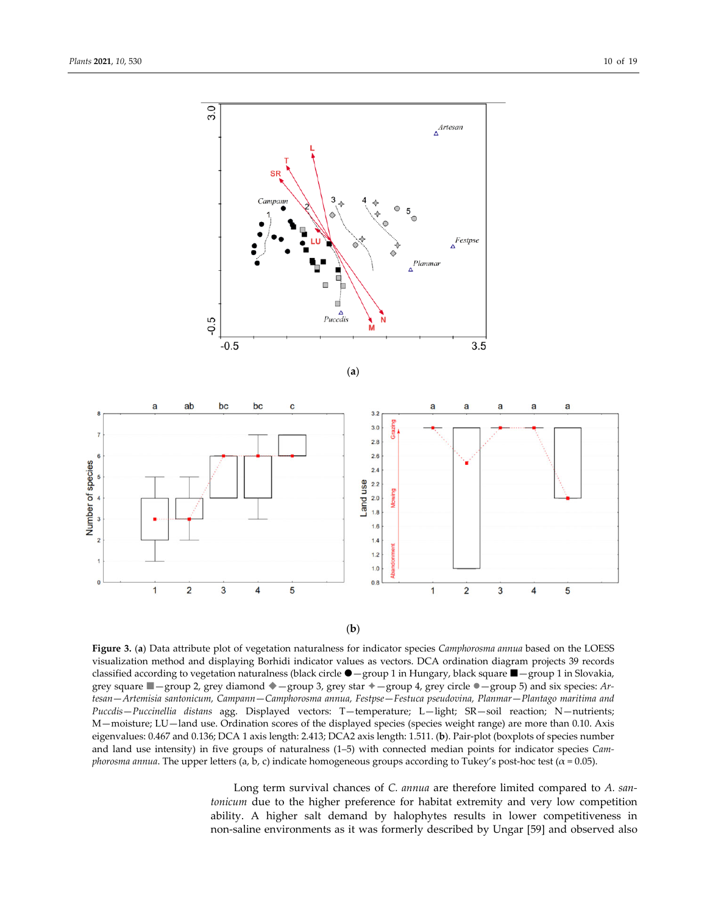**Figure 3.** (**a**) Data attribute plot of vegetation naturalness for indicator species *Camphorosma annua* based on the LOESS visualization method and displaying Borhidi indicator values as vectors. DCA ordination diagram projects 39 records classified according to vegetation naturalness (black circle ●—group 1 in Hungary, black square ■—group 1 in Slovakia, grey square ■—group 2, grey diamond ◆—group 3, grey star ✦—group 4, grey circle ●—group 5) and six species: *Artesan*—*Artemisia santonicum*, *Campann*—*Camphorosma annua*, *Festpse*—*Festuca pseudovina*, *Planmar*—*Plantago maritima and Puccdis*—*Puccinellia distans* agg. Displayed vectors: T—temperature; L—light; SR—soil reaction; N—nutrients; M—moisture; LU—land use. Ordination scores of the displayed species (species weight range) are more than 0.10. Axis eigenvalues: 0.467 and 0.136; DCA 1 axis length: 2.413; DCA2 axis length: 1.511. (**b**). Pair-plot (boxplots of species number and land use intensity) in five groups of naturalness (1–5) with connected median points for indicator species *Camphorosma annua*. The upper letters (a, b, c) indicate homogeneous groups according to Tukey's post-hoc test ($\alpha = 0.05$).

Long term survival chances of *C. annua* are therefore limited compared to *A. santonicum* due to the higher preference for habitat extremity and very low competition ability. A higher salt demand by halophytes results in lower competitiveness in non-saline environments as it was formerly described by Ungar [59] and observed also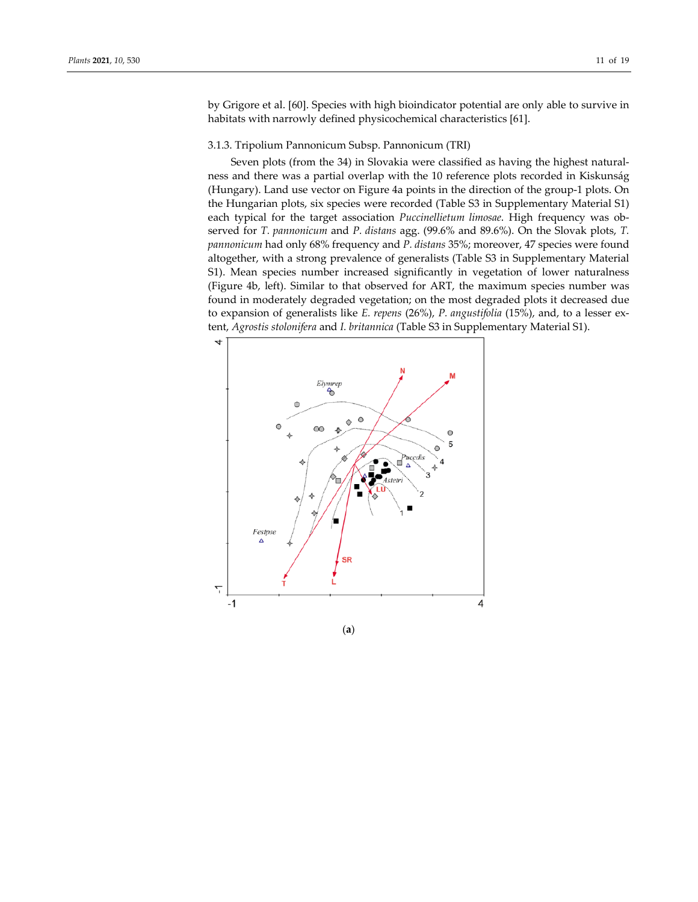by Grigore et al. [60]. Species with high bioindicator potential are only able to survive in habitats with narrowly defined physicochemical characteristics [61].

### 3.1.3. Tripolium Pannonicum Subsp. Pannonicum (TRI)

Seven plots (from the 34) in Slovakia were classified as having the highest naturalness and there was a partial overlap with the 10 reference plots recorded in Kiskunság (Hungary). Land use vector on Figure 4a points in the direction of the group-1 plots. On the Hungarian plots, six species were recorded (Table S3 in Supplementary Material S1) each typical for the target association *Puccinellietum limosae*. High frequency was observed for *T. pannonicum* and *P. distans* agg. (99.6% and 89.6%). On the Slovak plots, *T. pannonicum* had only 68% frequency and *P. distans* 35%; moreover, 47 species were found altogether, with a strong prevalence of generalists (Table S3 in Supplementary Material S1). Mean species number increased significantly in vegetation of lower naturalness (Figure 4b, left). Similar to that observed for ART, the maximum species number was found in moderately degraded vegetation; on the most degraded plots it decreased due to expansion of generalists like *E. repens* (26%), *P. angustifolia* (15%), and, to a lesser extent, *Agrostis stolonifera* and *I. britannica* (Table S3 in Supplementary Material S1).

(**a**)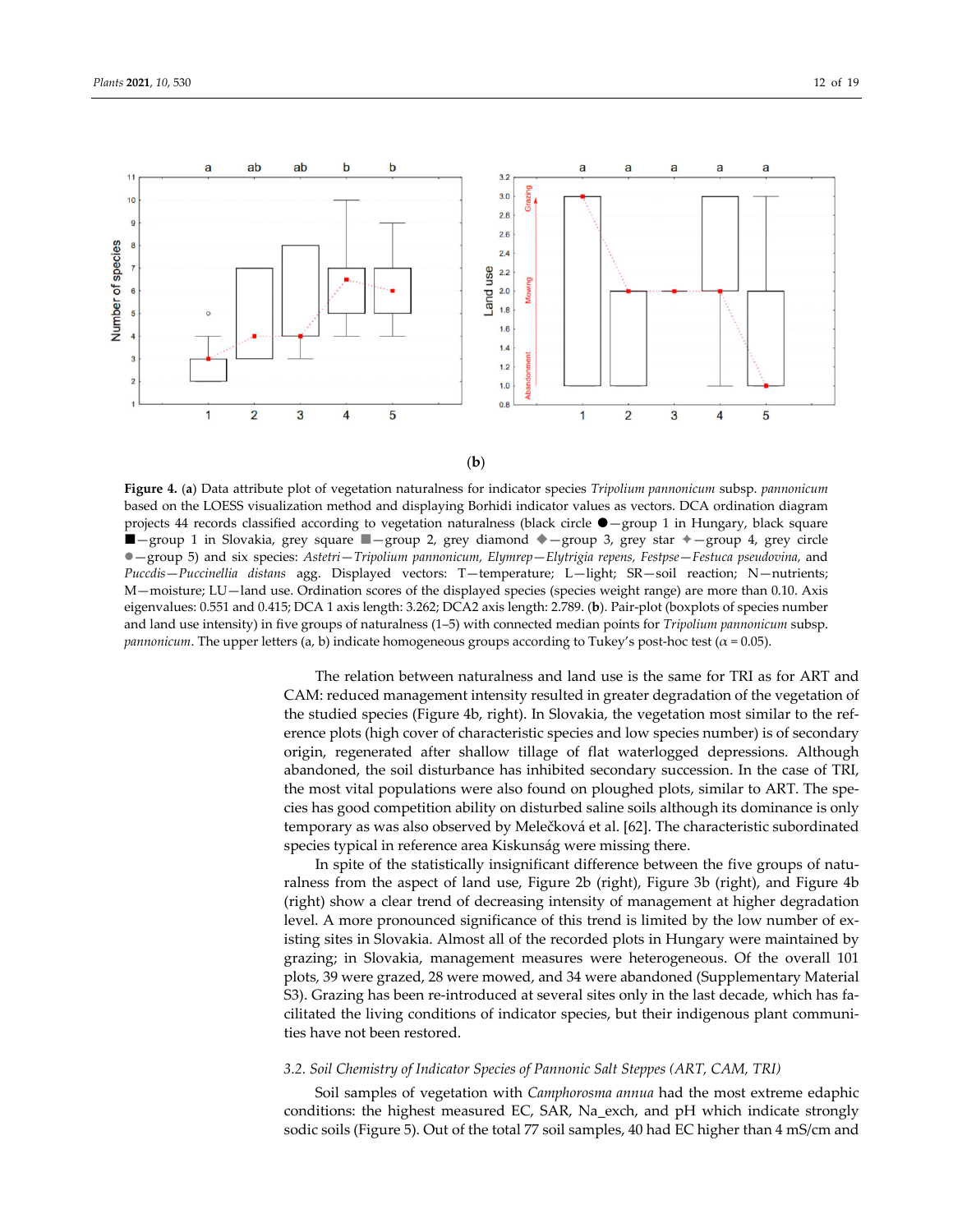(**b**)

**Figure 4.** (**a**) Data attribute plot of vegetation naturalness for indicator species *Tripolium pannonicum* subsp. *pannonicum* based on the LOESS visualization method and displaying Borhidi indicator values as vectors. DCA ordination diagram projects 44 records classified according to vegetation naturalness (black circle ●—group 1 in Hungary, black square ■—group 1 in Slovakia, grey square ■—group 2, grey diamond ◆—group 3, grey star ✦—group 4, grey circle ●—group 5) and six species: *Astetri*—*Tripolium pannonicum, Elymrep*—*Elytrigia repens, Festpse*—*Festuca pseudovina,* and *Puccdis*—*Puccinellia distans* agg. Displayed vectors: T—temperature; L—light; SR—soil reaction; N—nutrients; M—moisture; LU—land use. Ordination scores of the displayed species (species weight range) are more than 0.10. Axis eigenvalues: 0.551 and 0.415; DCA 1 axis length: 3.262; DCA2 axis length: 2.789. (**b**). Pair-plot (boxplots of species number and land use intensity) in five groups of naturalness (1–5) with connected median points for *Tripolium pannonicum* subsp. *pannonicum*. The upper letters (a, b) indicate homogeneous groups according to Tukey's post-hoc test ($\alpha = 0.05$).

The relation between naturalness and land use is the same for TRI as for ART and CAM: reduced management intensity resulted in greater degradation of the vegetation of the studied species (Figure 4b, right). In Slovakia, the vegetation most similar to the reference plots (high cover of characteristic species and low species number) is of secondary origin, regenerated after shallow tillage of flat waterlogged depressions. Although abandoned, the soil disturbance has inhibited secondary succession. In the case of TRI, the most vital populations were also found on ploughed plots, similar to ART. The species has good competition ability on disturbed saline soils although its dominance is only temporary as was also observed by Melečková et al. [62]. The characteristic subordinated species typical in reference area Kiskunság were missing there.

In spite of the statistically insignificant difference between the five groups of naturalness from the aspect of land use, Figure 2b (right), Figure 3b (right), and Figure 4b (right) show a clear trend of decreasing intensity of management at higher degradation level. A more pronounced significance of this trend is limited by the low number of existing sites in Slovakia. Almost all of the recorded plots in Hungary were maintained by grazing; in Slovakia, management measures were heterogeneous. Of the overall 101 plots, 39 were grazed, 28 were mowed, and 34 were abandoned (Supplementary Material S3). Grazing has been re-introduced at several sites only in the last decade, which has facilitated the living conditions of indicator species, but their indigenous plant communities have not been restored.

### 3.2. Soil Chemistry of Indicator Species of Pannonic Salt Steppes (ART, CAM, TRI)

Soil samples of vegetation with *Camphorosma annua* had the most extreme edaphic conditions: the highest measured EC, SAR, Na_exch, and pH which indicate strongly sodic soils (Figure 5). Out of the total 77 soil samples, 40 had EC higher than 4 mS/cm and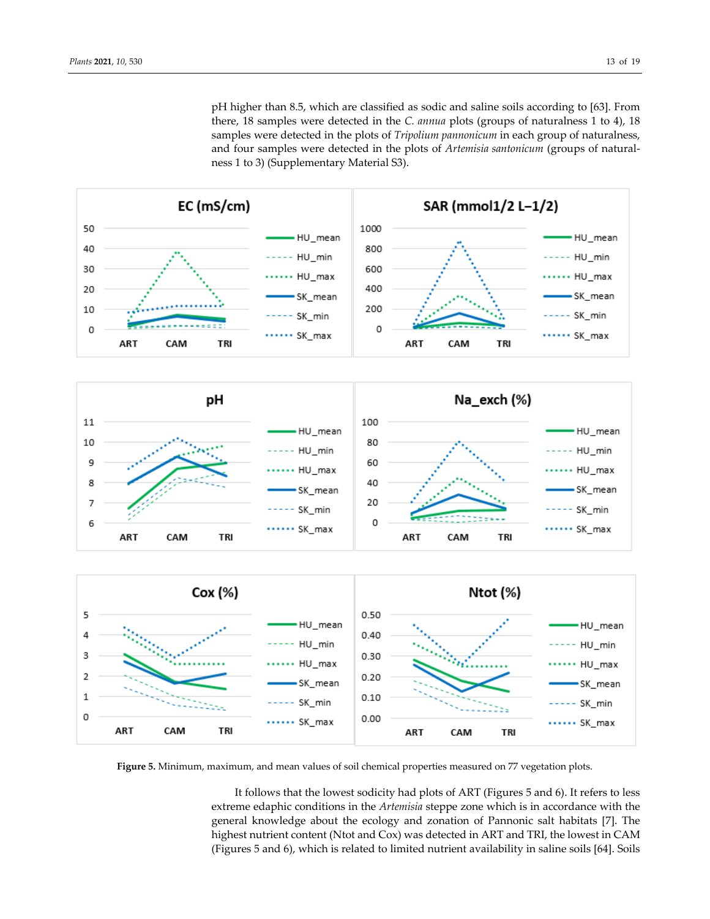pH higher than 8.5, which are classified as sodic and saline soils according to [63]. From there, 18 samples were detected in the *C. annua* plots (groups of naturalness 1 to 4), 18 samples were detected in the plots of *Tripolium pannonicum* in each group of naturalness, and four samples were detected in the plots of *Artemisia santonicum* (groups of naturalness 1 to 3) (Supplementary Material S3).

**Figure 5.** Minimum, maximum, and mean values of soil chemical properties measured on 77 vegetation plots.

It follows that the lowest sodicity had plots of ART (Figures 5 and 6). It refers to less extreme edaphic conditions in the *Artemisia* steppe zone which is in accordance with the general knowledge about the ecology and zonation of Pannonic salt habitats [7]. The highest nutrient content (Ntot and Cox) was detected in ART and TRI, the lowest in CAM (Figures 5 and 6), which is related to limited nutrient availability in saline soils [64]. Soils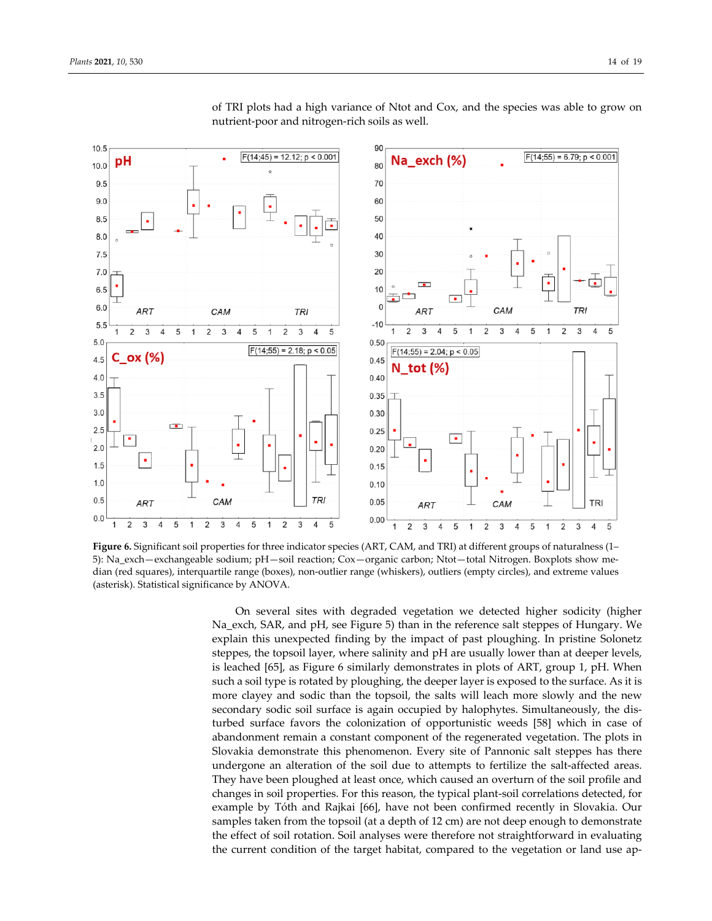of TRI plots had a high variance of Ntot and Cox, and the species was able to grow on nutrient-poor and nitrogen-rich soils as well.

**Figure 6.** Significant soil properties for three indicator species (ART, CAM, and TRI) at different groups of naturalness (1–5): Na_exch—exchangeable sodium; pH—soil reaction; Cox—organic carbon; Ntot—total Nitrogen. Boxplots show median (red squares), interquartile range (boxes), non-outlier range (whiskers), outliers (empty circles), and extreme values (asterisk). Statistical significance by ANOVA.

On several sites with degraded vegetation we detected higher sodicity (higher Na_exch, SAR, and pH, see Figure 5) than in the reference salt steppes of Hungary. We explain this unexpected finding by the impact of past ploughing. In pristine Solonetz steppes, the topsoil layer, where salinity and pH are usually lower than at deeper levels, is leached [65], as Figure 6 similarly demonstrates in plots of ART, group 1, pH. When such a soil type is rotated by ploughing, the deeper layer is exposed to the surface. As it is more clayey and sodic than the topsoil, the salts will leach more slowly and the new secondary sodic soil surface is again occupied by halophytes. Simultaneously, the disturbed surface favors the colonization of opportunistic weeds [58] which in case of abandonment remain a constant component of the regenerated vegetation. The plots in Slovakia demonstrate this phenomenon. Every site of Pannonic salt steppes has there undergone an alteration of the soil due to attempts to fertilize the salt-affected areas. They have been ploughed at least once, which caused an overturn of the soil profile and changes in soil properties. For this reason, the typical plant-soil correlations detected, for example by Tóth and Rajkai [66], have not been confirmed recently in Slovakia. Our samples taken from the topsoil (at a depth of 12 cm) are not deep enough to demonstrate the effect of soil rotation. Soil analyses were therefore not straightforward in evaluating the current condition of the target habitat, compared to the vegetation or land use ap-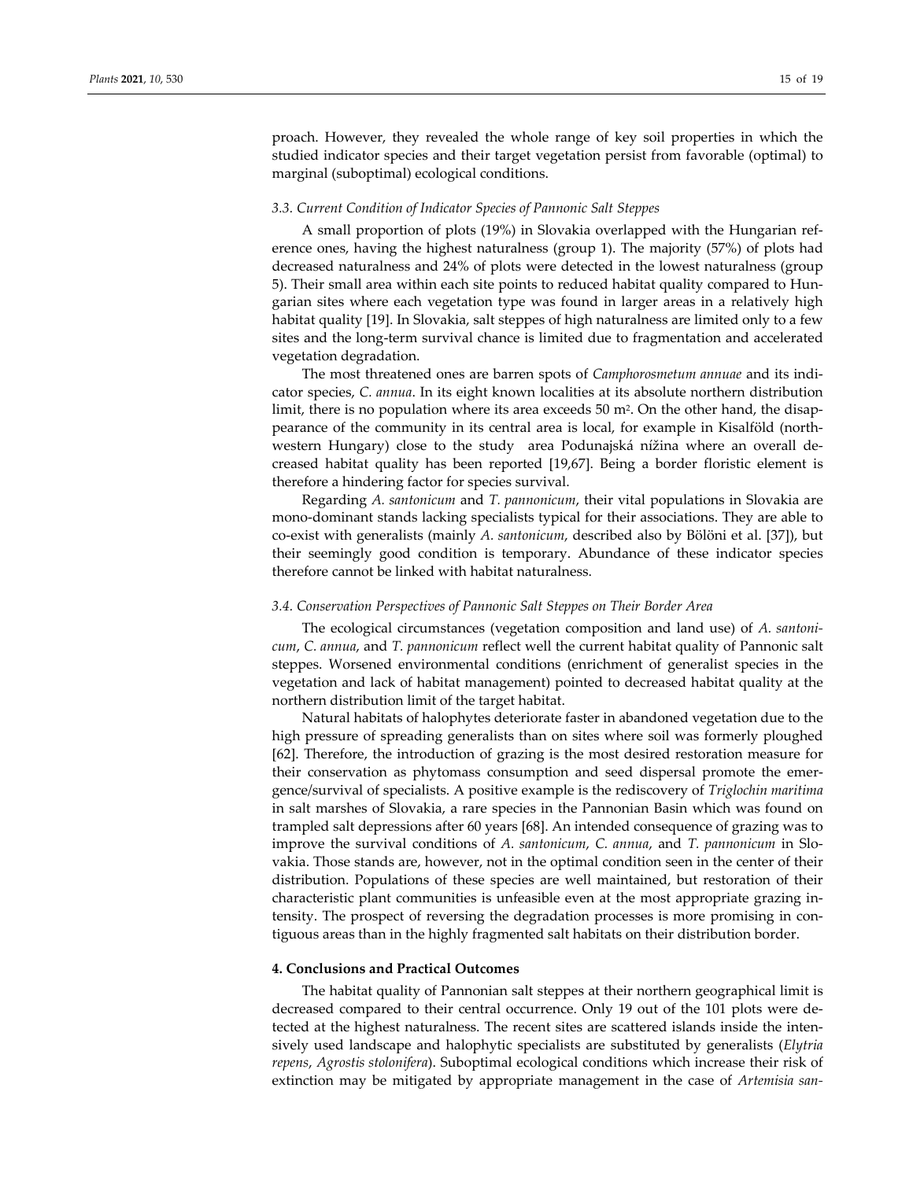proach. However, they revealed the whole range of key soil properties in which the studied indicator species and their target vegetation persist from favorable (optimal) to marginal (suboptimal) ecological conditions.

### *3.3. Current Condition of Indicator Species of Pannonic Salt Steppes*

A small proportion of plots (19%) in Slovakia overlapped with the Hungarian reference ones, having the highest naturalness (group 1). The majority (57%) of plots had decreased naturalness and 24% of plots were detected in the lowest naturalness (group 5). Their small area within each site points to reduced habitat quality compared to Hungarian sites where each vegetation type was found in larger areas in a relatively high habitat quality [19]. In Slovakia, salt steppes of high naturalness are limited only to a few sites and the long-term survival chance is limited due to fragmentation and accelerated vegetation degradation.

The most threatened ones are barren spots of *Camphorosmetum annuae* and its indicator species, *C. annua*. In its eight known localities at its absolute northern distribution limit, there is no population where its area exceeds 50 m$^2$. On the other hand, the disappearance of the community in its central area is local, for example in Kisalföld (northwestern Hungary) close to the study area Podunajská nížina where an overall decreased habitat quality has been reported [19,67]. Being a border floristic element is therefore a hindering factor for species survival.

Regarding *A. santonicum* and *T. pannonicum*, their vital populations in Slovakia are mono-dominant stands lacking specialists typical for their associations. They are able to co-exist with generalists (mainly *A. santonicum*, described also by Bölöni et al. [37]), but their seemingly good condition is temporary. Abundance of these indicator species therefore cannot be linked with habitat naturalness.

### *3.4. Conservation Perspectives of Pannonic Salt Steppes on Their Border Area*

The ecological circumstances (vegetation composition and land use) of *A. santonicum*, *C. annua*, and *T. pannonicum* reflect well the current habitat quality of Pannonic salt steppes. Worsened environmental conditions (enrichment of generalist species in the vegetation and lack of habitat management) pointed to decreased habitat quality at the northern distribution limit of the target habitat.

Natural habitats of halophytes deteriorate faster in abandoned vegetation due to the high pressure of spreading generalists than on sites where soil was formerly ploughed [62]. Therefore, the introduction of grazing is the most desired restoration measure for their conservation as phytomass consumption and seed dispersal promote the emergence/survival of specialists. A positive example is the rediscovery of *Triglochin maritima* in salt marshes of Slovakia, a rare species in the Pannonian Basin which was found on trampled salt depressions after 60 years [68]. An intended consequence of grazing was to improve the survival conditions of *A. santonicum*, *C. annua*, and *T. pannonicum* in Slovakia. Those stands are, however, not in the optimal condition seen in the center of their distribution. Populations of these species are well maintained, but restoration of their characteristic plant communities is unfeasible even at the most appropriate grazing intensity. The prospect of reversing the degradation processes is more promising in contiguous areas than in the highly fragmented salt habitats on their distribution border.

## 4. Conclusions and Practical Outcomes

The habitat quality of Pannonian salt steppes at their northern geographical limit is decreased compared to their central occurrence. Only 19 out of the 101 plots were detected at the highest naturalness. The recent sites are scattered islands inside the intensively used landscape and halophytic specialists are substituted by generalists (*Elytria repens*, *Agrostis stolonifera*). Suboptimal ecological conditions which increase their risk of extinction may be mitigated by appropriate management in the case of *Artemisia san-*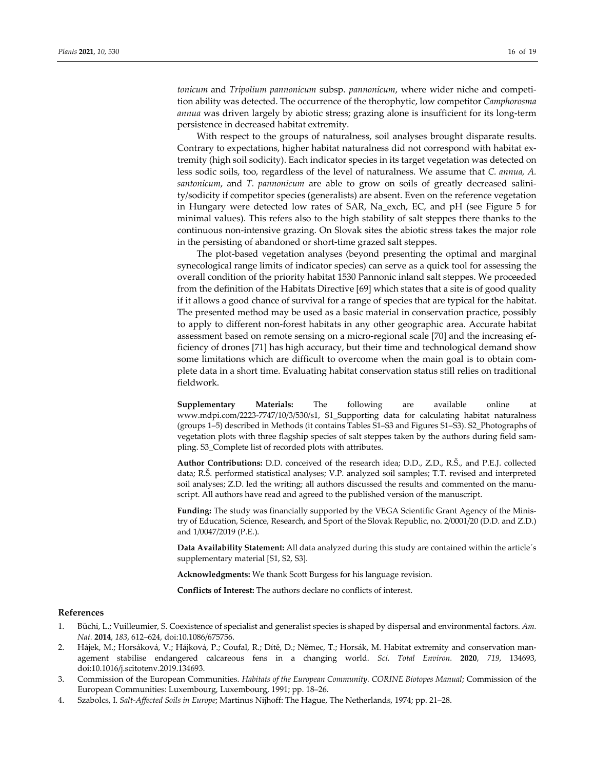*tonicum* and *Tripolium pannonicum* subsp. *pannonicum*, where wider niche and competition ability was detected. The occurrence of the therophytic, low competitor *Camphorosma annua* was driven largely by abiotic stress; grazing alone is insufficient for its long-term persistence in decreased habitat extremity.

With respect to the groups of naturalness, soil analyses brought disparate results. Contrary to expectations, higher habitat naturalness did not correspond with habitat extremity (high soil sodicity). Each indicator species in its target vegetation was detected on less sodic soils, too, regardless of the level of naturalness. We assume that *C. annua, A. santonicum*, and *T. pannonicum* are able to grow on soils of greatly decreased salinity/sodicity if competitor species (generalists) are absent. Even on the reference vegetation in Hungary were detected low rates of SAR, Na_exch, EC, and pH (see Figure 5 for minimal values). This refers also to the high stability of salt steppes there thanks to the continuous non-intensive grazing. On Slovak sites the abiotic stress takes the major role in the persisting of abandoned or short-time grazed salt steppes.

The plot-based vegetation analyses (beyond presenting the optimal and marginal synecological range limits of indicator species) can serve as a quick tool for assessing the overall condition of the priority habitat 1530 Pannonic inland salt steppes. We proceeded from the definition of the Habitats Directive [69] which states that a site is of good quality if it allows a good chance of survival for a range of species that are typical for the habitat. The presented method may be used as a basic material in conservation practice, possibly to apply to different non-forest habitats in any other geographic area. Accurate habitat assessment based on remote sensing on a micro-regional scale [70] and the increasing efficiency of drones [71] has high accuracy, but their time and technological demand show some limitations which are difficult to overcome when the main goal is to obtain complete data in a short time. Evaluating habitat conservation status still relies on traditional fieldwork.

**Supplementary Materials:** The following are available online at www.mdpi.com/2223-7747/10/3/530/s1, S1_Supporting data for calculating habitat naturalness (groups 1–5) described in Methods (it contains Tables S1–S3 and Figures S1–S3). S2_Photographs of vegetation plots with three flagship species of salt steppes taken by the authors during field sampling. S3_Complete list of recorded plots with attributes.

**Author Contributions:** D.D. conceived of the research idea; D.D., Z.D., R.Š., and P.E.J. collected data; R.Š. performed statistical analyses; V.P. analyzed soil samples; T.T. revised and interpreted soil analyses; Z.D. led the writing; all authors discussed the results and commented on the manuscript. All authors have read and agreed to the published version of the manuscript.

**Funding:** The study was financially supported by the VEGA Scientific Grant Agency of the Ministry of Education, Science, Research, and Sport of the Slovak Republic, no. 2/0001/20 (D.D. and Z.D.) and 1/0047/2019 (P.E.).

**Data Availability Statement:** All data analyzed during this study are contained within the article´s supplementary material [S1, S2, S3].

**Acknowledgments:** We thank Scott Burgess for his language revision.

**Conflicts of Interest:** The authors declare no conflicts of interest.

## References

1. Büchi, L.; Vuilleumier, S. Coexistence of specialist and generalist species is shaped by dispersal and environmental factors. *Am. Nat.* **2014**, *183*, 612–624, doi:10.1086/675756.
2. Hájek, M.; Horsáková, V.; Hájková, P.; Coufal, R.; Dítě, D.; Němec, T.; Horsák, M. Habitat extremity and conservation management stabilise endangered calcareous fens in a changing world. *Sci. Total Environ.* **2020**, *719*, 134693, doi:10.1016/j.scitotenv.2019.134693.
3. Commission of the European Communities. *Habitats of the European Community. CORINE Biotopes Manual*; Commission of the European Communities: Luxembourg, Luxembourg, 1991; pp. 18–26.
4. Szabolcs, I. *Salt-Affected Soils in Europe*; Martinus Nijhoff: The Hague, The Netherlands, 1974; pp. 21–28.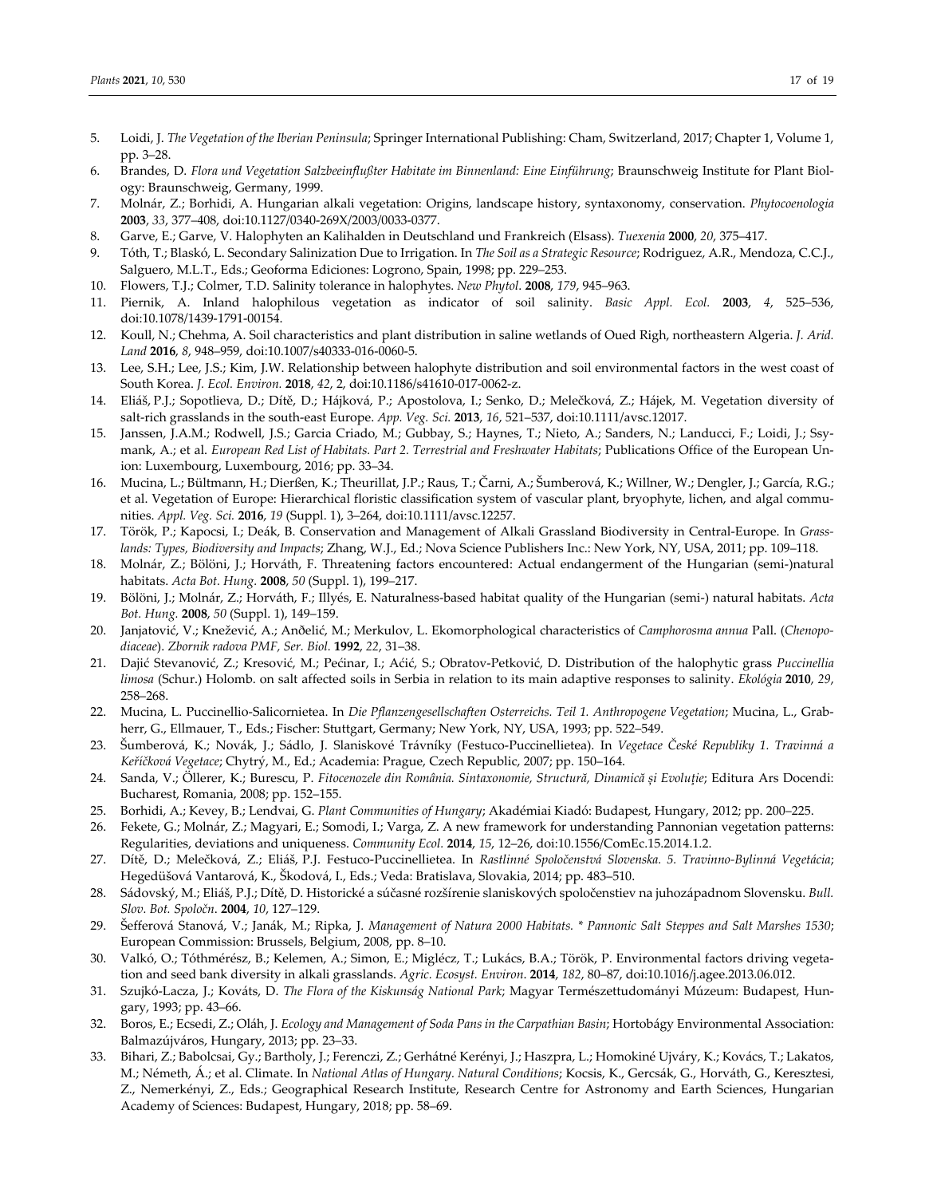5. Loidi, J. *The Vegetation of the Iberian Peninsula*; Springer International Publishing: Cham, Switzerland, 2017; Chapter 1, Volume 1, pp. 3–28.
6. Brandes, D. *Flora und Vegetation Salzbeeinflußter Habitate im Binnenland: Eine Einführung*; Braunschweig Institute for Plant Biology: Braunschweig, Germany, 1999.
7. Molnár, Z.; Borhidi, A. Hungarian alkali vegetation: Origins, landscape history, syntaxonomy, conservation. *Phytocoenologia* **2003**, *33*, 377–408, doi:10.1127/0340-269X/2003/0033-0377.
8. Garve, E.; Garve, V. Halophyten an Kalihalden in Deutschland und Frankreich (Elsass). *Tuexenia* **2000**, *20*, 375–417.
9. Tóth, T.; Blaskó, L. Secondary Salinization Due to Irrigation. In *The Soil as a Strategic Resource*; Rodriguez, A.R., Mendoza, C.C.J., Salguero, M.L.T., Eds.; Geoforma Ediciones: Logrono, Spain, 1998; pp. 229–253.
10. Flowers, T.J.; Colmer, T.D. Salinity tolerance in halophytes. *New Phytol.* **2008**, *179*, 945–963.
11. Piernik, A. Inland halophilous vegetation as indicator of soil salinity. *Basic Appl. Ecol.* **2003**, *4*, 525–536, doi:10.1078/1439-1791-00154.
12. Koull, N.; Chehma, A. Soil characteristics and plant distribution in saline wetlands of Oued Righ, northeastern Algeria. *J. Arid. Land* **2016**, *8*, 948–959, doi:10.1007/s40333-016-0060-5.
13. Lee, S.H.; Lee, J.S.; Kim, J.W. Relationship between halophyte distribution and soil environmental factors in the west coast of South Korea. *J. Ecol. Environ.* **2018**, *42*, 2, doi:10.1186/s41610-017-0062-z.
14. Eliáš, P.J.; Sopotlieva, D.; Dítě, D.; Hájková, P.; Apostolova, I.; Senko, D.; Melečková, Z.; Hájek, M. Vegetation diversity of salt-rich grasslands in the south-east Europe. *App. Veg. Sci.* **2013**, *16*, 521–537, doi:10.1111/avsc.12017.
15. Janssen, J.A.M.; Rodwell, J.S.; Garcia Criado, M.; Gubbay, S.; Haynes, T.; Nieto, A.; Sanders, N.; Landucci, F.; Loidi, J.; Ssymank, A.; et al. *European Red List of Habitats. Part 2. Terrestrial and Freshwater Habitats*; Publications Office of the European Union: Luxembourg, Luxembourg, 2016; pp. 33–34.
16. Mucina, L.; Bültmann, H.; Dierßen, K.; Theurillat, J.P.; Raus, T.; Čarni, A.; Šumberová, K.; Willner, W.; Dengler, J.; García, R.G.; et al. Vegetation of Europe: Hierarchical floristic classification system of vascular plant, bryophyte, lichen, and algal communities. *Appl. Veg. Sci.* **2016**, *19* (Suppl. 1), 3–264, doi:10.1111/avsc.12257.
17. Török, P.; Kapocsi, I.; Deák, B. Conservation and Management of Alkali Grassland Biodiversity in Central-Europe. In *Grasslands: Types, Biodiversity and Impacts*; Zhang, W.J., Ed.; Nova Science Publishers Inc.: New York, NY, USA, 2011; pp. 109–118.
18. Molnár, Z.; Bölöni, J.; Horváth, F. Threatening factors encountered: Actual endangerment of the Hungarian (semi-)natural habitats. *Acta Bot. Hung.* **2008**, *50* (Suppl. 1), 199–217.
19. Bölöni, J.; Molnár, Z.; Horváth, F.; Illyés, E. Naturalness-based habitat quality of the Hungarian (semi-) natural habitats. *Acta Bot. Hung.* **2008**, *50* (Suppl. 1), 149–159.
20. Janjatović, V.; Knežević, A.; Anđelić, M.; Merkulov, L. Ekomorphological characteristics of *Camphorosma annua* Pall. (*Chenopodiaceae*). *Zbornik radova PMF, Ser. Biol.* **1992**, *22*, 31–38.
21. Dajić Stevanović, Z.; Kresović, M.; Pećinar, I.; Aćić, S.; Obratov-Petković, D. Distribution of the halophytic grass *Puccinellia limosa* (Schur.) Holomb. on salt affected soils in Serbia in relation to its main adaptive responses to salinity. *Ekológia* **2010**, *29*, 258–268.
22. Mucina, L. Puccinellio-Salicornietea. In *Die Pflanzengesellschaften Osterreichs. Teil 1. Anthropogene Vegetation*; Mucina, L., Grabherr, G., Ellmauer, T., Eds.; Fischer: Stuttgart, Germany; New York, NY, USA, 1993; pp. 522–549.
23. Šumberová, K.; Novák, J.; Sádlo, J. Slaniskové Trávníky (Festuco-Puccinellietea). In *Vegetace České Republiky 1. Travinná a Keříčková Vegetace*; Chytrý, M., Ed.; Academia: Prague, Czech Republic, 2007; pp. 150–164.
24. Sanda, V.; Öllerer, K.; Burescu, P. *Fitocenozele din România. Sintaxonomie, Structură, Dinamică și Evoluție*; Editura Ars Docendi: Bucharest, Romania, 2008; pp. 152–155.
25. Borhidi, A.; Kevey, B.; Lendvai, G. *Plant Communities of Hungary*; Akadémiai Kiadó: Budapest, Hungary, 2012; pp. 200–225.
26. Fekete, G.; Molnár, Z.; Magyari, E.; Somodi, I.; Varga, Z. A new framework for understanding Pannonian vegetation patterns: Regularities, deviations and uniqueness. *Community Ecol.* **2014**, *15*, 12–26, doi:10.1556/ComEc.15.2014.1.2.
27. Dítě, D.; Melečková, Z.; Eliáš, P.J. Festuco-Puccinellietea. In *Rastlinné Spoločenstvá Slovenska. 5. Travinno-Bylinná Vegetácia*; Hegedüšová Vantarová, K., Škodová, I., Eds.; Veda: Bratislava, Slovakia, 2014; pp. 483–510.
28. Sádovský, M.; Eliáš, P.J.; Dítě, D. Historické a súčasné rozšírenie slaniskových spoločenstiev na juhozápadnom Slovensku. *Bull. Slov. Bot. Spoločn.* **2004**, *10*, 127–129.
29. Šefferová Stanová, V.; Janák, M.; Ripka, J. *Management of Natura 2000 Habitats. * Pannonic Salt Steppes and Salt Marshes 1530*; European Commission: Brussels, Belgium, 2008, pp. 8–10.
30. Valkó, O.; Tóthmérész, B.; Kelemen, A.; Simon, E.; Miglécz, T.; Lukács, B.A.; Török, P. Environmental factors driving vegetation and seed bank diversity in alkali grasslands. *Agric. Ecosyst. Environ.* **2014**, *182*, 80–87, doi:10.1016/j.agee.2013.06.012.
31. Szujkó-Lacza, J.; Kováts, D. *The Flora of the Kiskunság National Park*; Magyar Természettudományi Múzeum: Budapest, Hungary, 1993; pp. 43–66.
32. Boros, E.; Ecsedi, Z.; Oláh, J. *Ecology and Management of Soda Pans in the Carpathian Basin*; Hortobágy Environmental Association: Balmazújváros, Hungary, 2013; pp. 23–33.
33. Bihari, Z.; Babolcsai, Gy.; Bartholy, J.; Ferenczi, Z.; Gerhátné Kerényi, J.; Haszpra, L.; Homokiné Ujváry, K.; Kovács, T.; Lakatos, M.; Németh, Á.; et al. Climate. In *National Atlas of Hungary. Natural Conditions*; Kocsis, K., Gercsák, G., Horváth, G., Keresztesi, Z., Nemerkényi, Z., Eds.; Geographical Research Institute, Research Centre for Astronomy and Earth Sciences, Hungarian Academy of Sciences: Budapest, Hungary, 2018; pp. 58–69.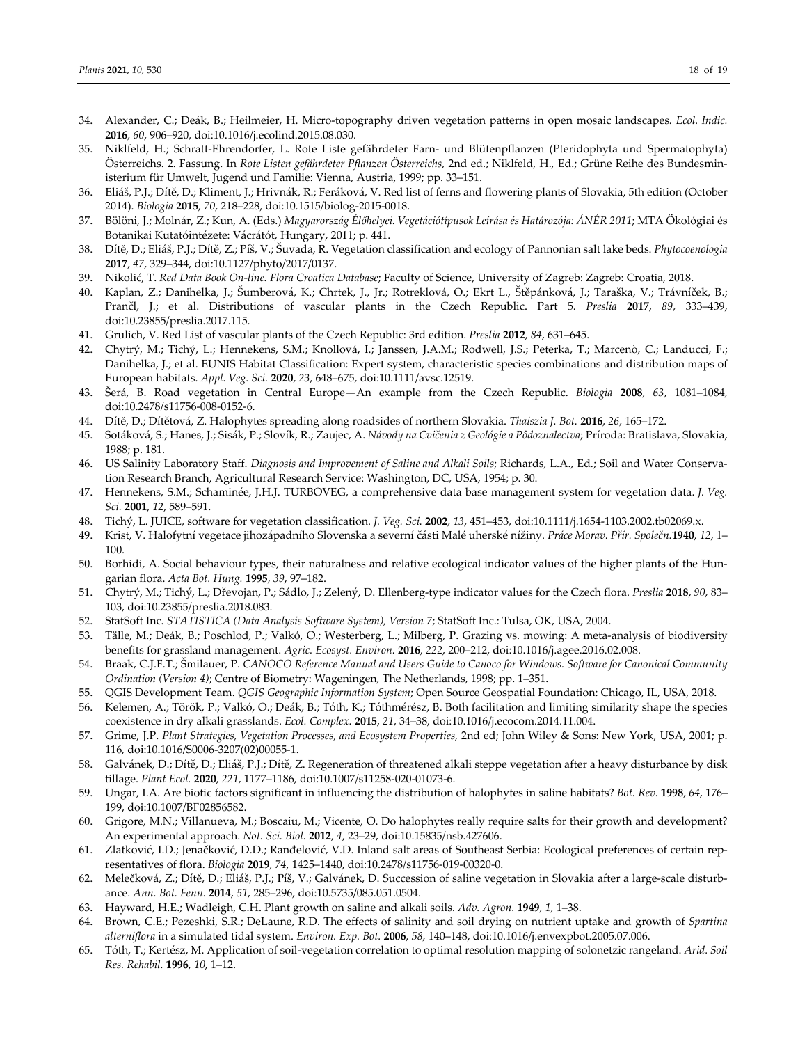34. Alexander, C.; Deák, B.; Heilmeier, H. Micro-topography driven vegetation patterns in open mosaic landscapes. *Ecol. Indic.* **2016**, *60*, 906–920, doi:10.1016/j.ecolind.2015.08.030.
35. Niklfeld, H.; Schratt-Ehrendorfer, L. Rote Liste gefährdeter Farn- und Blütenpflanzen (Pteridophyta und Spermatophyta) Österreichs. 2. Fassung. In *Rote Listen gefährdeter Pflanzen Österreichs*, 2nd ed.; Niklfeld, H., Ed.; Grüne Reihe des Bundesministerium für Umwelt, Jugend und Familie: Vienna, Austria, 1999; pp. 33–151.
36. Eliáš, P.J.; Dítě, D.; Kliment, J.; Hrivnák, R.; Feráková, V. Red list of ferns and flowering plants of Slovakia, 5th edition (October 2014). *Biologia* **2015**, *70*, 218–228, doi:10.1515/biolog-2015-0018.
37. Bölöni, J.; Molnár, Z.; Kun, A. (Eds.) *Magyarország Élőhelyei. Vegetációtípusok Leírása és Határozója: ÁNÉR 2011*; MTA Ökológiai és Botanikai Kutatóintézete: Vácrátót, Hungary, 2011; p. 441.
38. Dítě, D.; Eliáš, P.J.; Dítě, Z.; Píš, V.; Šuvada, R. Vegetation classification and ecology of Pannonian salt lake beds. *Phytocoenologia* **2017**, *47*, 329–344, doi:10.1127/phyto/2017/0137.
39. Nikolić, T. *Red Data Book On-line. Flora Croatica Database*; Faculty of Science, University of Zagreb: Zagreb: Croatia, 2018.
40. Kaplan, Z.; Danihelka, J.; Šumberová, K.; Chrtek, J., Jr.; Rotreklová, O.; Ekrt L., Štěpánková, J.; Taraška, V.; Trávníček, B.; Prančl, J.; et al. Distributions of vascular plants in the Czech Republic. Part 5. *Preslia* **2017**, *89*, 333–439, doi:10.23855/preslia.2017.115.
41. Grulich, V. Red List of vascular plants of the Czech Republic: 3rd edition. *Preslia* **2012**, *84*, 631–645.
42. Chytrý, M.; Tichý, L.; Hennekens, S.M.; Knollová, I.; Janssen, J.A.M.; Rodwell, J.S.; Peterka, T.; Marcenò, C.; Landucci, F.; Danihelka, J.; et al. EUNIS Habitat Classification: Expert system, characteristic species combinations and distribution maps of European habitats. *Appl. Veg. Sci.* **2020**, *23*, 648–675, doi:10.1111/avsc.12519.
43. Šerá, B. Road vegetation in Central Europe—An example from the Czech Republic. *Biologia* **2008**, *63*, 1081–1084, doi:10.2478/s11756-008-0152-6.
44. Dítě, D.; Dítětová, Z. Halophytes spreading along roadsides of northern Slovakia. *Thaiszia J. Bot.* **2016**, *26*, 165–172.
45. Sotáková, S.; Hanes, J.; Sisák, P.; Slovík, R.; Zaujec, A. *Návody na Cvičenia z Geológie a Pôdoznalectva*; Príroda: Bratislava, Slovakia, 1988; p. 181.
46. US Salinity Laboratory Staff. *Diagnosis and Improvement of Saline and Alkali Soils*; Richards, L.A., Ed.; Soil and Water Conservation Research Branch, Agricultural Research Service: Washington, DC, USA, 1954; p. 30.
47. Hennekens, S.M.; Schaminée, J.H.J. TURBOVEG, a comprehensive data base management system for vegetation data. *J. Veg. Sci.* **2001**, *12*, 589–591.
48. Tichý, L. JUICE, software for vegetation classification. *J. Veg. Sci.* **2002**, *13*, 451–453, doi:10.1111/j.1654-1103.2002.tb02069.x.
49. Krist, V. Halofytní vegetace jihozápadního Slovenska a severní části Malé uherské nížiny. *Práce Morav. Přír. Společn.* **1940**, *12*, 1–100.
50. Borhidi, A. Social behaviour types, their naturalness and relative ecological indicator values of the higher plants of the Hungarian flora. *Acta Bot. Hung.* **1995**, *39*, 97–182.
51. Chytrý, M.; Tichý, L.; Dřevojan, P.; Sádlo, J.; Zelený, D. Ellenberg-type indicator values for the Czech flora. *Preslia* **2018**, *90*, 83–103, doi:10.23855/preslia.2018.083.
52. StatSoft Inc. *STATISTICA (Data Analysis Software System), Version 7*; StatSoft Inc.: Tulsa, OK, USA, 2004.
53. Tälle, M.; Deák, B.; Poschlod, P.; Valkó, O.; Westerberg, L.; Milberg, P. Grazing vs. mowing: A meta-analysis of biodiversity benefits for grassland management. *Agric. Ecosyst. Environ.* **2016**, *222*, 200–212, doi:10.1016/j.agee.2016.02.008.
54. Braak, C.J.F.T.; Šmilauer, P. *CANOCO Reference Manual and Users Guide to Canoco for Windows. Software for Canonical Community Ordination (Version 4)*; Centre of Biometry: Wageningen, The Netherlands, 1998; pp. 1–351.
55. QGIS Development Team. *QGIS Geographic Information System*; Open Source Geospatial Foundation: Chicago, IL, USA, 2018.
56. Kelemen, A.; Török, P.; Valkó, O.; Deák, B.; Tóth, K.; Tóthmérész, B. Both facilitation and limiting similarity shape the species coexistence in dry alkali grasslands. *Ecol. Complex.* **2015**, *21*, 34–38, doi:10.1016/j.ecocom.2014.11.004.
57. Grime, J.P. *Plant Strategies, Vegetation Processes, and Ecosystem Properties*, 2nd ed; John Wiley & Sons: New York, USA, 2001; p. 116, doi:10.1016/S0006-3207(02)00055-1.
58. Galvánek, D.; Dítě, D.; Eliáš, P.J.; Dítě, Z. Regeneration of threatened alkali steppe vegetation after a heavy disturbance by disk tillage. *Plant Ecol.* **2020**, *221*, 1177–1186, doi:10.1007/s11258-020-01073-6.
59. Ungar, I.A. Are biotic factors significant in influencing the distribution of halophytes in saline habitats? *Bot. Rev.* **1998**, *64*, 176–199, doi:10.1007/BF02856582.
60. Grigore, M.N.; Villanueva, M.; Boscaiu, M.; Vicente, O. Do halophytes really require salts for their growth and development? An experimental approach. *Not. Sci. Biol.* **2012**, *4*, 23–29, doi:10.15835/nsb.427606.
61. Zlatković, I.D.; Jenačković, D.D.; Ranđelović, V.D. Inland salt areas of Southeast Serbia: Ecological preferences of certain representatives of flora. *Biologia* **2019**, *74*, 1425–1440, doi:10.2478/s11756-019-00320-0.
62. Melečková, Z.; Dítě, D.; Eliáš, P.J.; Píš, V.; Galvánek, D. Succession of saline vegetation in Slovakia after a large-scale disturbance. *Ann. Bot. Fenn.* **2014**, *51*, 285–296, doi:10.5735/085.051.0504.
63. Hayward, H.E.; Wadleigh, C.H. Plant growth on saline and alkali soils. *Adv. Agron.* **1949**, *1*, 1–38.
64. Brown, C.E.; Pezeshki, S.R.; DeLaune, R.D. The effects of salinity and soil drying on nutrient uptake and growth of *Spartina alterniflora* in a simulated tidal system. *Environ. Exp. Bot.* **2006**, *58*, 140–148, doi:10.1016/j.envexpbot.2005.07.006.
65. Tóth, T.; Kertész, M. Application of soil-vegetation correlation to optimal resolution mapping of solonetzic rangeland. *Arid. Soil Res. Rehabil.* **1996**, *10*, 1–12.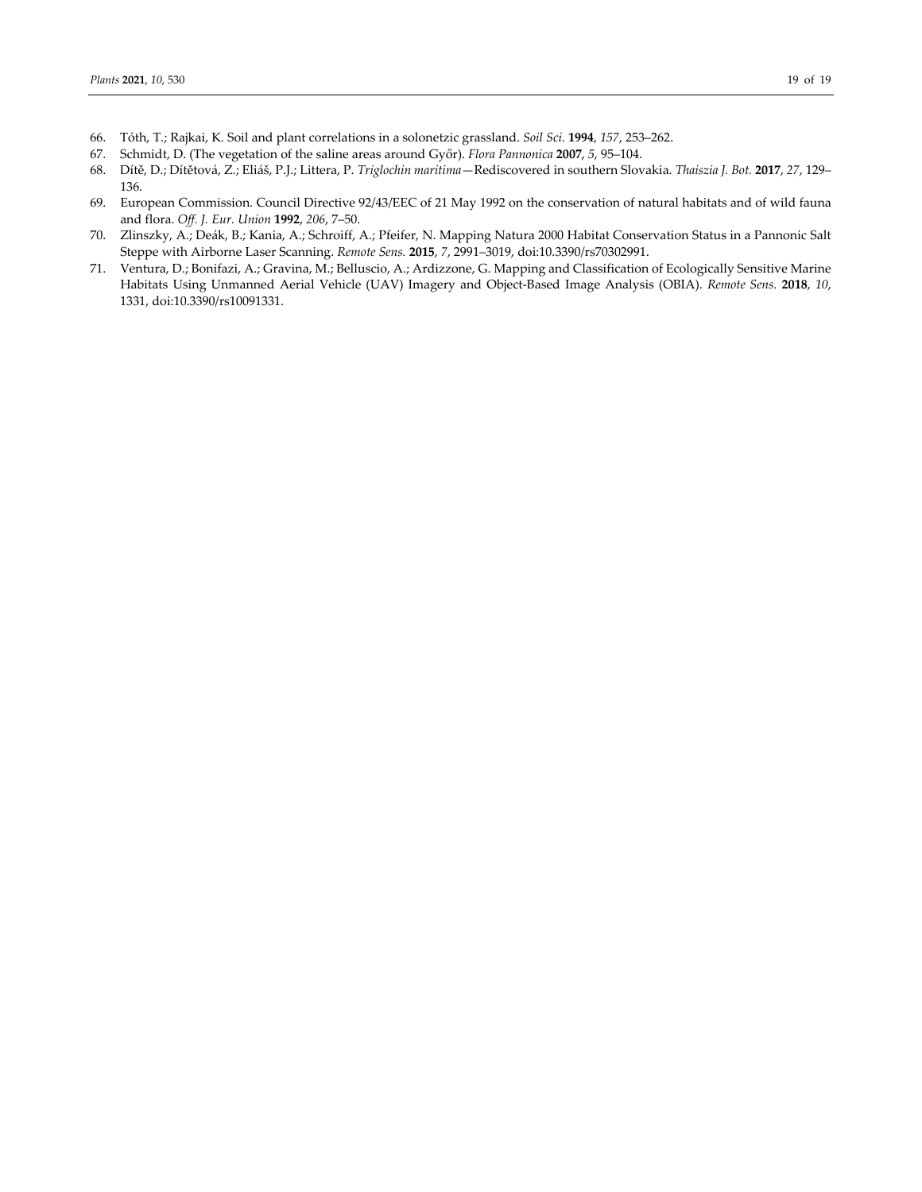66. Tóth, T.; Rajkai, K. Soil and plant correlations in a solonetzic grassland. *Soil Sci.* **1994**, *157*, 253–262.
67. Schmidt, D. (The vegetation of the saline areas around Győr). *Flora Pannonica* **2007**, *5*, 95–104.
68. Dítě, D.; Dítětová, Z.; Eliáš, P.J.; Littera, P. *Triglochin maritima*—Rediscovered in southern Slovakia. *Thaiszia J. Bot.* **2017**, *27*, 129–136.
69. European Commission. Council Directive 92/43/EEC of 21 May 1992 on the conservation of natural habitats and of wild fauna and flora. *Off. J. Eur. Union* **1992**, *206*, 7–50.
70. Zlinszky, A.; Deák, B.; Kania, A.; Schroiff, A.; Pfeifer, N. Mapping Natura 2000 Habitat Conservation Status in a Pannonic Salt Steppe with Airborne Laser Scanning. *Remote Sens.* **2015**, *7*, 2991–3019, doi:10.3390/rs70302991.
71. Ventura, D.; Bonifazi, A.; Gravina, M.; Belluscio, A.; Ardizzone, G. Mapping and Classification of Ecologically Sensitive Marine Habitats Using Unmanned Aerial Vehicle (UAV) Imagery and Object-Based Image Analysis (OBIA). *Remote Sens.* **2018**, *10*, 1331, doi:10.3390/rs10091331.